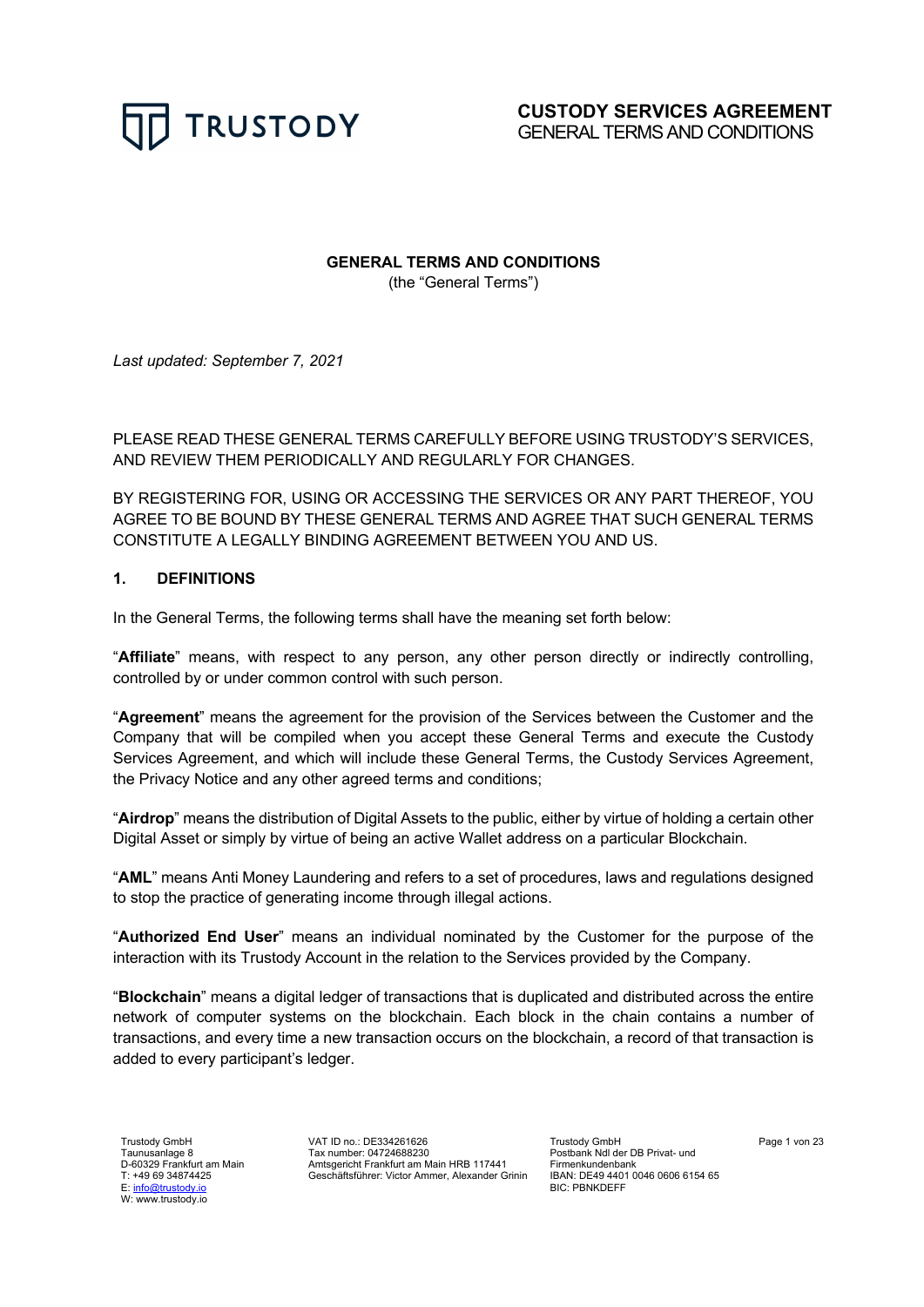# CUSTODY SERVICES AGREEMENT
GENERAL TERMS AND CONDITIONS

**GENERAL TERMS AND CONDITIONS**
(the "General Terms")

*Last updated: September 7, 2021*

PLEASE READ THESE GENERAL TERMS CAREFULLY BEFORE USING TRUSTODY'S SERVICES, AND REVIEW THEM PERIODICALLY AND REGULARLY FOR CHANGES.

BY REGISTERING FOR, USING OR ACCESSING THE SERVICES OR ANY PART THEREOF, YOU AGREE TO BE BOUND BY THESE GENERAL TERMS AND AGREE THAT SUCH GENERAL TERMS CONSTITUTE A LEGALLY BINDING AGREEMENT BETWEEN YOU AND US.

## 1. DEFINITIONS

In the General Terms, the following terms shall have the meaning set forth below:

"**Affiliate**" means, with respect to any person, any other person directly or indirectly controlling, controlled by or under common control with such person.

"**Agreement**" means the agreement for the provision of the Services between the Customer and the Company that will be compiled when you accept these General Terms and execute the Custody Services Agreement, and which will include these General Terms, the Custody Services Agreement, the Privacy Notice and any other agreed terms and conditions;

"**Airdrop**" means the distribution of Digital Assets to the public, either by virtue of holding a certain other Digital Asset or simply by virtue of being an active Wallet address on a particular Blockchain.

"**AML**" means Anti Money Laundering and refers to a set of procedures, laws and regulations designed to stop the practice of generating income through illegal actions.

"**Authorized End User**" means an individual nominated by the Customer for the purpose of the interaction with its Trustody Account in the relation to the Services provided by the Company.

"**Blockchain**" means a digital ledger of transactions that is duplicated and distributed across the entire network of computer systems on the blockchain. Each block in the chain contains a number of transactions, and every time a new transaction occurs on the blockchain, a record of that transaction is added to every participant's ledger.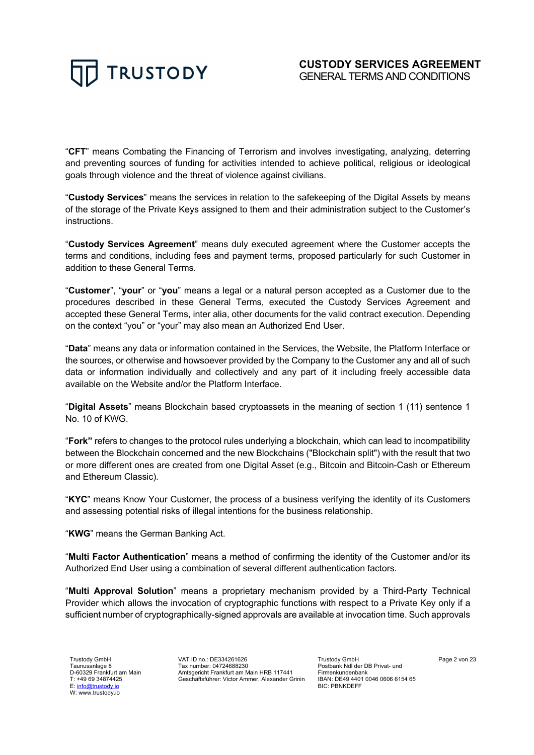"**CFT**" means Combating the Financing of Terrorism and involves investigating, analyzing, deterring and preventing sources of funding for activities intended to achieve political, religious or ideological goals through violence and the threat of violence against civilians.

"**Custody Services**" means the services in relation to the safekeeping of the Digital Assets by means of the storage of the Private Keys assigned to them and their administration subject to the Customer's instructions.

"**Custody Services Agreement**" means duly executed agreement where the Customer accepts the terms and conditions, including fees and payment terms, proposed particularly for such Customer in addition to these General Terms.

"**Customer**", "**your**" or "**you**" means a legal or a natural person accepted as a Customer due to the procedures described in these General Terms, executed the Custody Services Agreement and accepted these General Terms, inter alia, other documents for the valid contract execution. Depending on the context "you" or "your" may also mean an Authorized End User.

"**Data**" means any data or information contained in the Services, the Website, the Platform Interface or the sources, or otherwise and howsoever provided by the Company to the Customer any and all of such data or information individually and collectively and any part of it including freely accessible data available on the Website and/or the Platform Interface.

"**Digital Assets**" means Blockchain based cryptoassets in the meaning of section 1 (11) sentence 1 No. 10 of KWG.

"**Fork**" refers to changes to the protocol rules underlying a blockchain, which can lead to incompatibility between the Blockchain concerned and the new Blockchains ("Blockchain split") with the result that two or more different ones are created from one Digital Asset (e.g., Bitcoin and Bitcoin-Cash or Ethereum and Ethereum Classic).

"**KYC**" means Know Your Customer, the process of a business verifying the identity of its Customers and assessing potential risks of illegal intentions for the business relationship.

"**KWG**" means the German Banking Act.

"**Multi Factor Authentication**" means a method of confirming the identity of the Customer and/or its Authorized End User using a combination of several different authentication factors.

"**Multi Approval Solution**" means a proprietary mechanism provided by a Third-Party Technical Provider which allows the invocation of cryptographic functions with respect to a Private Key only if a sufficient number of cryptographically-signed approvals are available at invocation time. Such approvals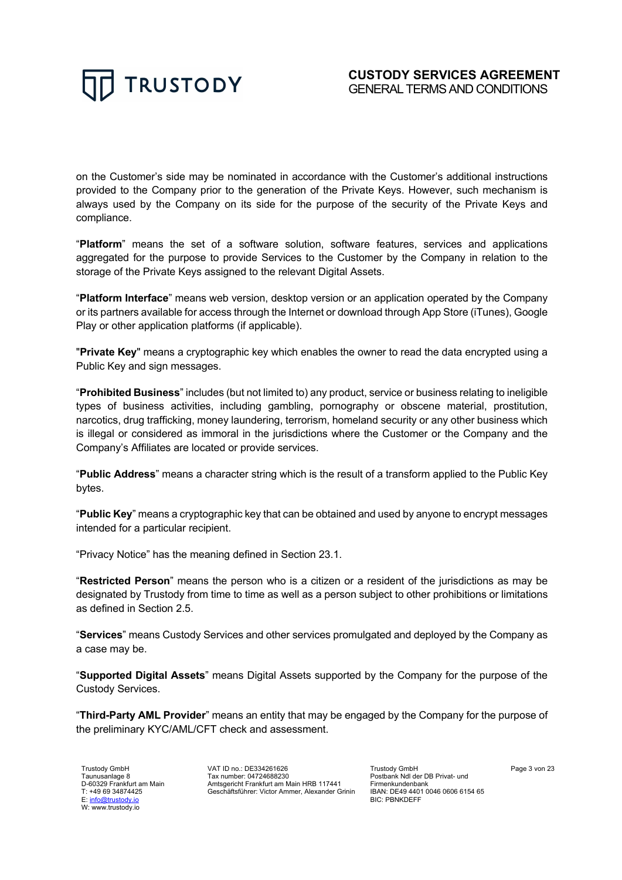on the Customer's side may be nominated in accordance with the Customer's additional instructions provided to the Company prior to the generation of the Private Keys. However, such mechanism is always used by the Company on its side for the purpose of the security of the Private Keys and compliance.

"**Platform**" means the set of a software solution, software features, services and applications aggregated for the purpose to provide Services to the Customer by the Company in relation to the storage of the Private Keys assigned to the relevant Digital Assets.

"**Platform Interface**" means web version, desktop version or an application operated by the Company or its partners available for access through the Internet or download through App Store (iTunes), Google Play or other application platforms (if applicable).

"**Private Key**" means a cryptographic key which enables the owner to read the data encrypted using a Public Key and sign messages.

"**Prohibited Business**" includes (but not limited to) any product, service or business relating to ineligible types of business activities, including gambling, pornography or obscene material, prostitution, narcotics, drug trafficking, money laundering, terrorism, homeland security or any other business which is illegal or considered as immoral in the jurisdictions where the Customer or the Company and the Company's Affiliates are located or provide services.

"**Public Address**" means a character string which is the result of a transform applied to the Public Key bytes.

"**Public Key**" means a cryptographic key that can be obtained and used by anyone to encrypt messages intended for a particular recipient.

"Privacy Notice" has the meaning defined in Section 23.1.

"**Restricted Person**" means the person who is a citizen or a resident of the jurisdictions as may be designated by Trustody from time to time as well as a person subject to other prohibitions or limitations as defined in Section 2.5.

"**Services**" means Custody Services and other services promulgated and deployed by the Company as a case may be.

"**Supported Digital Assets**" means Digital Assets supported by the Company for the purpose of the Custody Services.

"**Third-Party AML Provider**" means an entity that may be engaged by the Company for the purpose of the preliminary KYC/AML/CFT check and assessment.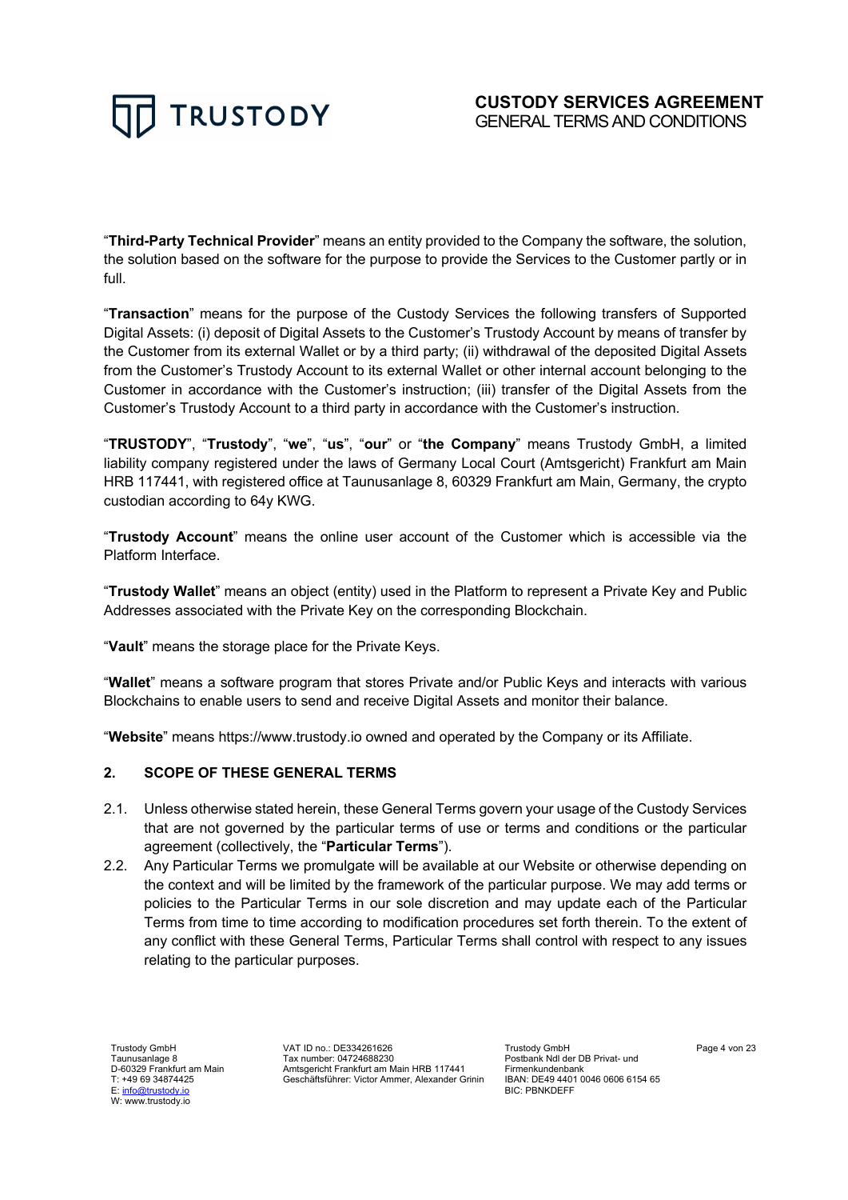"**Third-Party Technical Provider**" means an entity provided to the Company the software, the solution, the solution based on the software for the purpose to provide the Services to the Customer partly or in full.

"**Transaction**" means for the purpose of the Custody Services the following transfers of Supported Digital Assets: (i) deposit of Digital Assets to the Customer's Trustody Account by means of transfer by the Customer from its external Wallet or by a third party; (ii) withdrawal of the deposited Digital Assets from the Customer's Trustody Account to its external Wallet or other internal account belonging to the Customer in accordance with the Customer's instruction; (iii) transfer of the Digital Assets from the Customer's Trustody Account to a third party in accordance with the Customer's instruction.

"**TRUSTODY**", "**Trustody**", "**we**", "**us**", "**our**" or "**the Company**" means Trustody GmbH, a limited liability company registered under the laws of Germany Local Court (Amtsgericht) Frankfurt am Main HRB 117441, with registered office at Taunusanlage 8, 60329 Frankfurt am Main, Germany, the crypto custodian according to 64y KWG.

"**Trustody Account**" means the online user account of the Customer which is accessible via the Platform Interface.

"**Trustody Wallet**" means an object (entity) used in the Platform to represent a Private Key and Public Addresses associated with the Private Key on the corresponding Blockchain.

"**Vault**" means the storage place for the Private Keys.

"**Wallet**" means a software program that stores Private and/or Public Keys and interacts with various Blockchains to enable users to send and receive Digital Assets and monitor their balance.

"**Website**" means https://www.trustody.io owned and operated by the Company or its Affiliate.

## 2. SCOPE OF THESE GENERAL TERMS

2.1. Unless otherwise stated herein, these General Terms govern your usage of the Custody Services that are not governed by the particular terms of use or terms and conditions or the particular agreement (collectively, the "**Particular Terms**").

2.2. Any Particular Terms we promulgate will be available at our Website or otherwise depending on the context and will be limited by the framework of the particular purpose. We may add terms or policies to the Particular Terms in our sole discretion and may update each of the Particular Terms from time to time according to modification procedures set forth therein. To the extent of any conflict with these General Terms, Particular Terms shall control with respect to any issues relating to the particular purposes.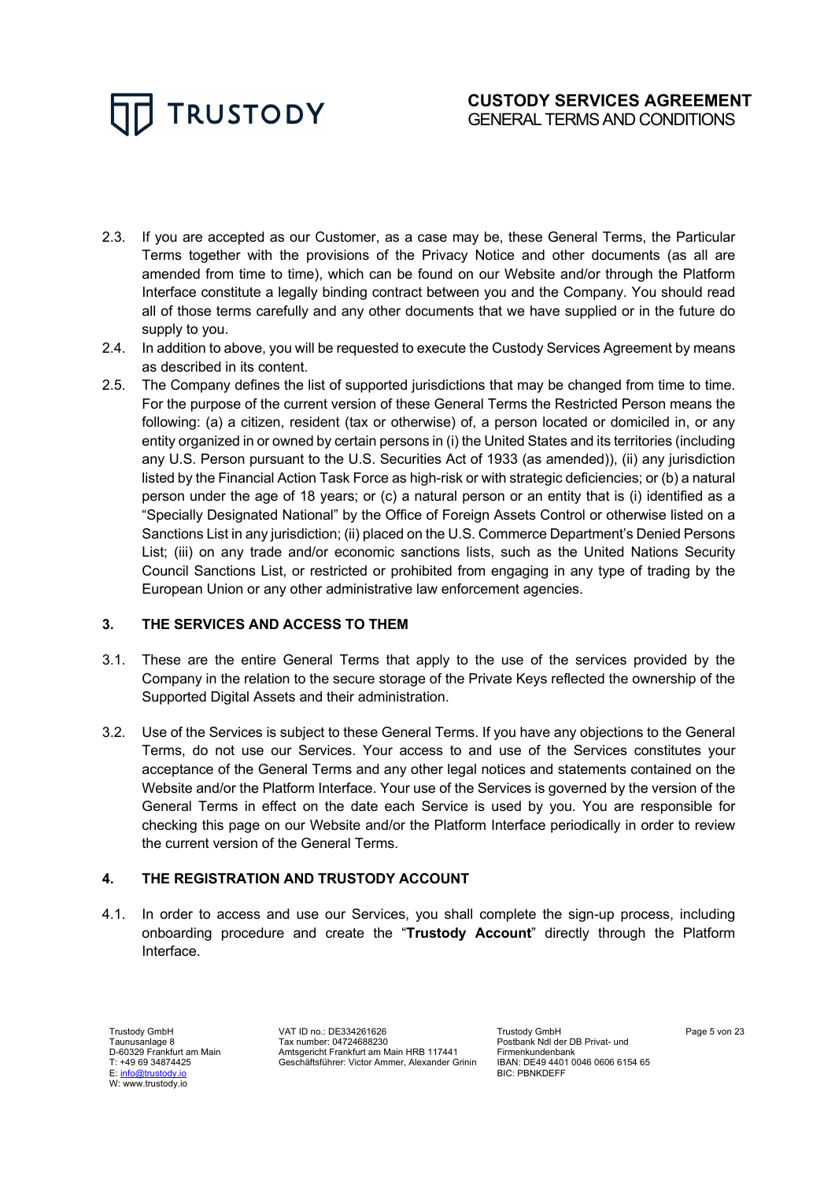2.3. If you are accepted as our Customer, as a case may be, these General Terms, the Particular Terms together with the provisions of the Privacy Notice and other documents (as all are amended from time to time), which can be found on our Website and/or through the Platform Interface constitute a legally binding contract between you and the Company. You should read all of those terms carefully and any other documents that we have supplied or in the future do supply to you.

2.4. In addition to above, you will be requested to execute the Custody Services Agreement by means as described in its content.

2.5. The Company defines the list of supported jurisdictions that may be changed from time to time. For the purpose of the current version of these General Terms the Restricted Person means the following: (a) a citizen, resident (tax or otherwise) of, a person located or domiciled in, or any entity organized in or owned by certain persons in (i) the United States and its territories (including any U.S. Person pursuant to the U.S. Securities Act of 1933 (as amended)), (ii) any jurisdiction listed by the Financial Action Task Force as high-risk or with strategic deficiencies; or (b) a natural person under the age of 18 years; or (c) a natural person or an entity that is (i) identified as a "Specially Designated National" by the Office of Foreign Assets Control or otherwise listed on a Sanctions List in any jurisdiction; (ii) placed on the U.S. Commerce Department's Denied Persons List; (iii) on any trade and/or economic sanctions lists, such as the United Nations Security Council Sanctions List, or restricted or prohibited from engaging in any type of trading by the European Union or any other administrative law enforcement agencies.

## 3. THE SERVICES AND ACCESS TO THEM

3.1. These are the entire General Terms that apply to the use of the services provided by the Company in the relation to the secure storage of the Private Keys reflected the ownership of the Supported Digital Assets and their administration.

3.2. Use of the Services is subject to these General Terms. If you have any objections to the General Terms, do not use our Services. Your access to and use of the Services constitutes your acceptance of the General Terms and any other legal notices and statements contained on the Website and/or the Platform Interface. Your use of the Services is governed by the version of the General Terms in effect on the date each Service is used by you. You are responsible for checking this page on our Website and/or the Platform Interface periodically in order to review the current version of the General Terms.

## 4. THE REGISTRATION AND TRUSTODY ACCOUNT

4.1. In order to access and use our Services, you shall complete the sign-up process, including onboarding procedure and create the "**Trustody Account**" directly through the Platform Interface.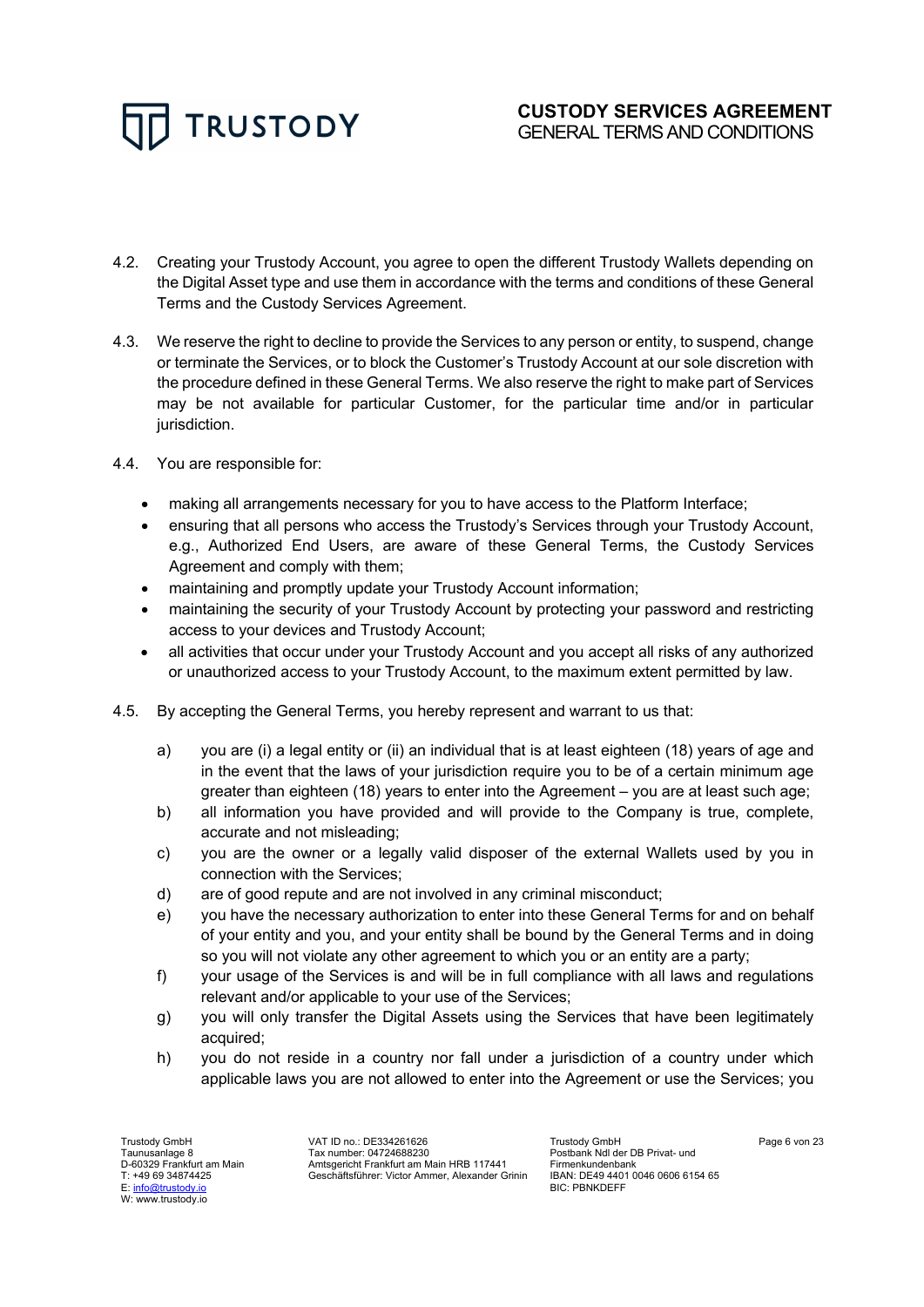4.2. Creating your Trustody Account, you agree to open the different Trustody Wallets depending on the Digital Asset type and use them in accordance with the terms and conditions of these General Terms and the Custody Services Agreement.

4.3. We reserve the right to decline to provide the Services to any person or entity, to suspend, change or terminate the Services, or to block the Customer's Trustody Account at our sole discretion with the procedure defined in these General Terms. We also reserve the right to make part of Services may be not available for particular Customer, for the particular time and/or in particular jurisdiction.

4.4. You are responsible for:

- making all arrangements necessary for you to have access to the Platform Interface;
- ensuring that all persons who access the Trustody's Services through your Trustody Account, e.g., Authorized End Users, are aware of these General Terms, the Custody Services Agreement and comply with them;
- maintaining and promptly update your Trustody Account information;
- maintaining the security of your Trustody Account by protecting your password and restricting access to your devices and Trustody Account;
- all activities that occur under your Trustody Account and you accept all risks of any authorized or unauthorized access to your Trustody Account, to the maximum extent permitted by law.

4.5. By accepting the General Terms, you hereby represent and warrant to us that:

a) you are (i) a legal entity or (ii) an individual that is at least eighteen (18) years of age and in the event that the laws of your jurisdiction require you to be of a certain minimum age greater than eighteen (18) years to enter into the Agreement – you are at least such age;

b) all information you have provided and will provide to the Company is true, complete, accurate and not misleading;

c) you are the owner or a legally valid disposer of the external Wallets used by you in connection with the Services;

d) are of good repute and are not involved in any criminal misconduct;

e) you have the necessary authorization to enter into these General Terms for and on behalf of your entity and you, and your entity shall be bound by the General Terms and in doing so you will not violate any other agreement to which you or an entity are a party;

f) your usage of the Services is and will be in full compliance with all laws and regulations relevant and/or applicable to your use of the Services;

g) you will only transfer the Digital Assets using the Services that have been legitimately acquired;

h) you do not reside in a country nor fall under a jurisdiction of a country under which applicable laws you are not allowed to enter into the Agreement or use the Services; you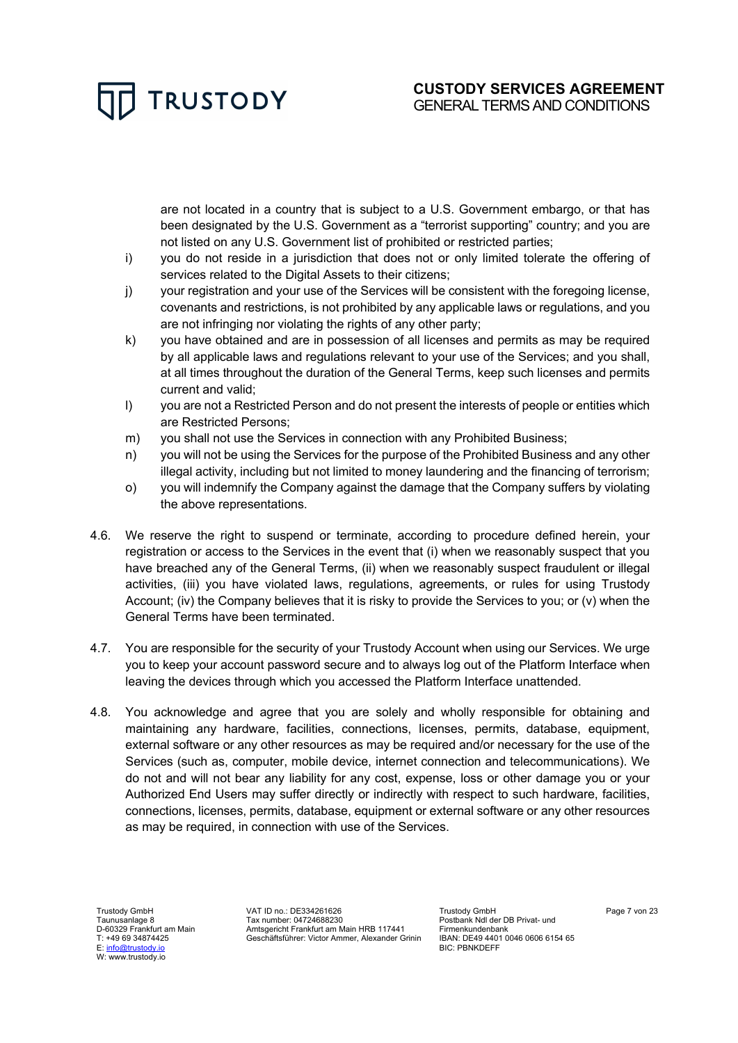are not located in a country that is subject to a U.S. Government embargo, or that has been designated by the U.S. Government as a "terrorist supporting" country; and you are not listed on any U.S. Government list of prohibited or restricted parties;

i) you do not reside in a jurisdiction that does not or only limited tolerate the offering of services related to the Digital Assets to their citizens;

j) your registration and your use of the Services will be consistent with the foregoing license, covenants and restrictions, is not prohibited by any applicable laws or regulations, and you are not infringing nor violating the rights of any other party;

k) you have obtained and are in possession of all licenses and permits as may be required by all applicable laws and regulations relevant to your use of the Services; and you shall, at all times throughout the duration of the General Terms, keep such licenses and permits current and valid;

l) you are not a Restricted Person and do not present the interests of people or entities which are Restricted Persons;

m) you shall not use the Services in connection with any Prohibited Business;

n) you will not be using the Services for the purpose of the Prohibited Business and any other illegal activity, including but not limited to money laundering and the financing of terrorism;

o) you will indemnify the Company against the damage that the Company suffers by violating the above representations.

4.6. We reserve the right to suspend or terminate, according to procedure defined herein, your registration or access to the Services in the event that (i) when we reasonably suspect that you have breached any of the General Terms, (ii) when we reasonably suspect fraudulent or illegal activities, (iii) you have violated laws, regulations, agreements, or rules for using Trustody Account; (iv) the Company believes that it is risky to provide the Services to you; or (v) when the General Terms have been terminated.

4.7. You are responsible for the security of your Trustody Account when using our Services. We urge you to keep your account password secure and to always log out of the Platform Interface when leaving the devices through which you accessed the Platform Interface unattended.

4.8. You acknowledge and agree that you are solely and wholly responsible for obtaining and maintaining any hardware, facilities, connections, licenses, permits, database, equipment, external software or any other resources as may be required and/or necessary for the use of the Services (such as, computer, mobile device, internet connection and telecommunications). We do not and will not bear any liability for any cost, expense, loss or other damage you or your Authorized End Users may suffer directly or indirectly with respect to such hardware, facilities, connections, licenses, permits, database, equipment or external software or any other resources as may be required, in connection with use of the Services.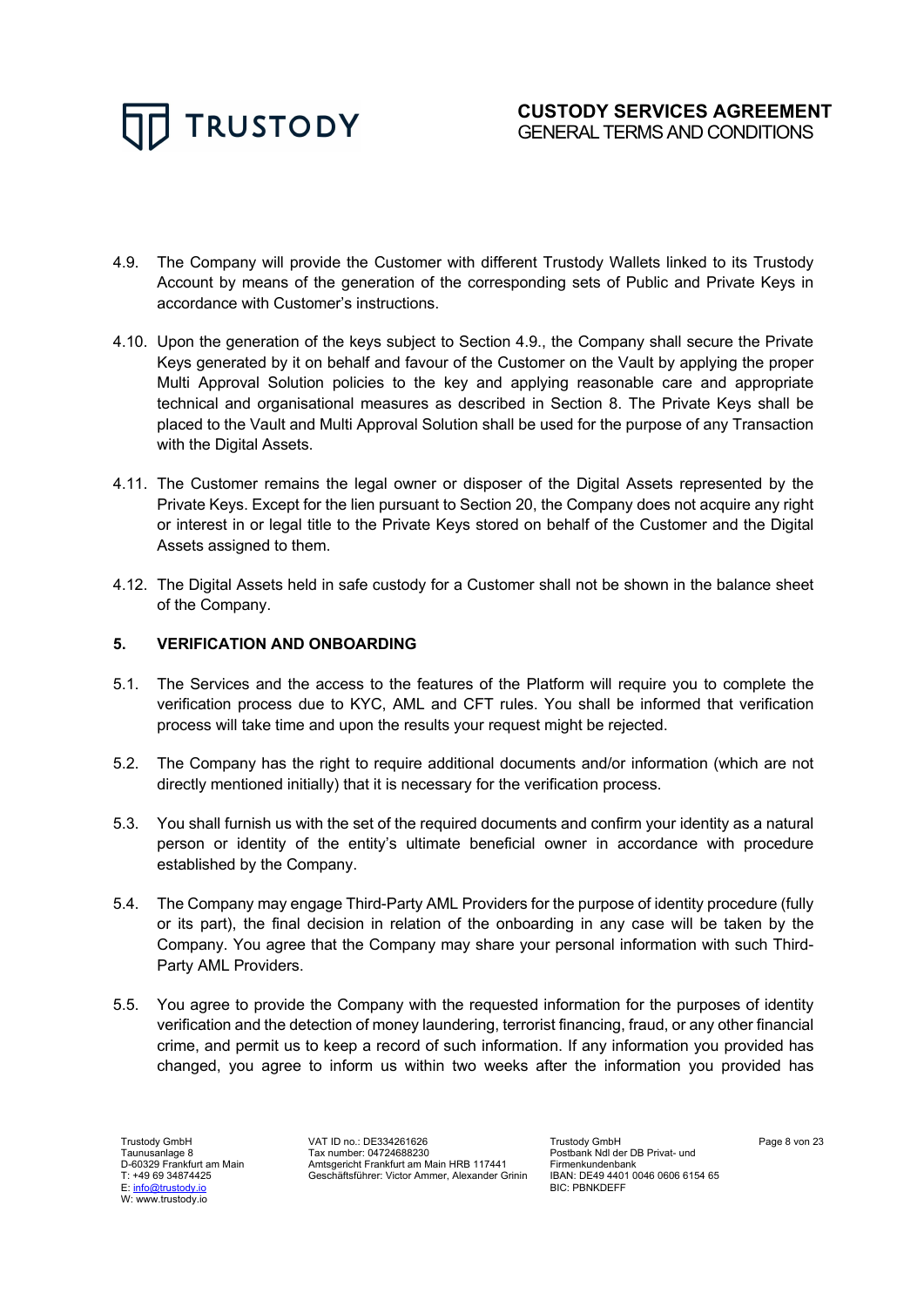4.9. The Company will provide the Customer with different Trustody Wallets linked to its Trustody Account by means of the generation of the corresponding sets of Public and Private Keys in accordance with Customer's instructions.

4.10. Upon the generation of the keys subject to Section 4.9., the Company shall secure the Private Keys generated by it on behalf and favour of the Customer on the Vault by applying the proper Multi Approval Solution policies to the key and applying reasonable care and appropriate technical and organisational measures as described in Section 8. The Private Keys shall be placed to the Vault and Multi Approval Solution shall be used for the purpose of any Transaction with the Digital Assets.

4.11. The Customer remains the legal owner or disposer of the Digital Assets represented by the Private Keys. Except for the lien pursuant to Section 20, the Company does not acquire any right or interest in or legal title to the Private Keys stored on behalf of the Customer and the Digital Assets assigned to them.

4.12. The Digital Assets held in safe custody for a Customer shall not be shown in the balance sheet of the Company.

## 5. VERIFICATION AND ONBOARDING

5.1. The Services and the access to the features of the Platform will require you to complete the verification process due to KYC, AML and CFT rules. You shall be informed that verification process will take time and upon the results your request might be rejected.

5.2. The Company has the right to require additional documents and/or information (which are not directly mentioned initially) that it is necessary for the verification process.

5.3. You shall furnish us with the set of the required documents and confirm your identity as a natural person or identity of the entity's ultimate beneficial owner in accordance with procedure established by the Company.

5.4. The Company may engage Third-Party AML Providers for the purpose of identity procedure (fully or its part), the final decision in relation of the onboarding in any case will be taken by the Company. You agree that the Company may share your personal information with such Third-Party AML Providers.

5.5. You agree to provide the Company with the requested information for the purposes of identity verification and the detection of money laundering, terrorist financing, fraud, or any other financial crime, and permit us to keep a record of such information. If any information you provided has changed, you agree to inform us within two weeks after the information you provided has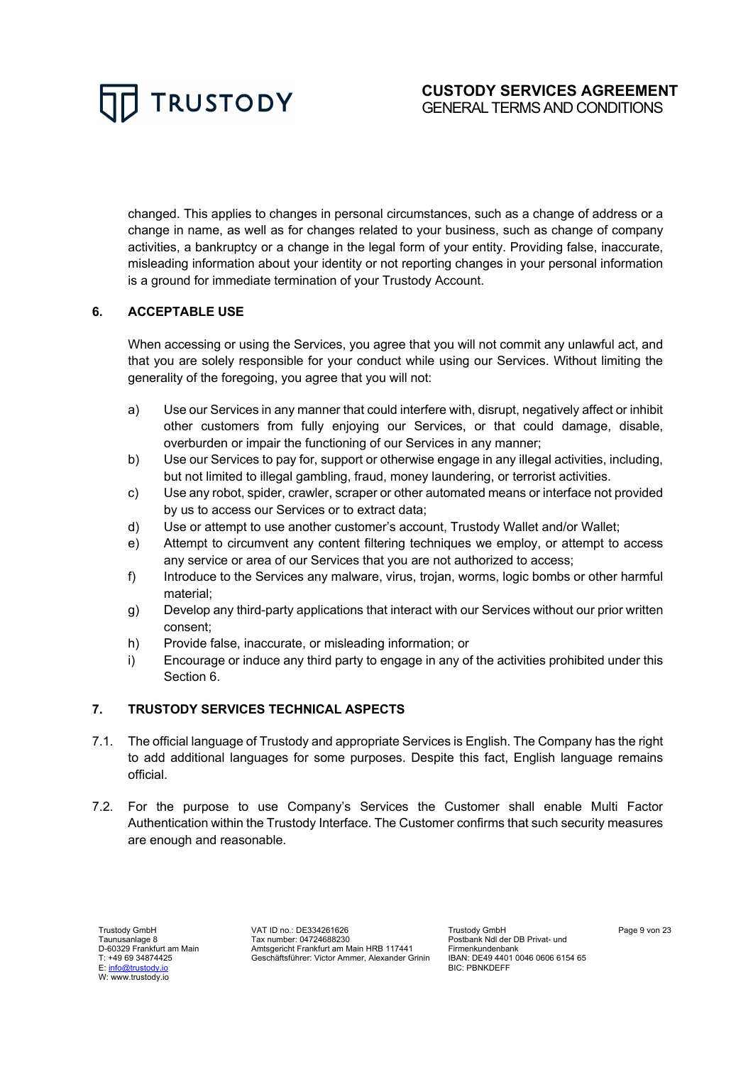changed. This applies to changes in personal circumstances, such as a change of address or a change in name, as well as for changes related to your business, such as change of company activities, a bankruptcy or a change in the legal form of your entity. Providing false, inaccurate, misleading information about your identity or not reporting changes in your personal information is a ground for immediate termination of your Trustody Account.

## 6. ACCEPTABLE USE

When accessing or using the Services, you agree that you will not commit any unlawful act, and that you are solely responsible for your conduct while using our Services. Without limiting the generality of the foregoing, you agree that you will not:

a) Use our Services in any manner that could interfere with, disrupt, negatively affect or inhibit other customers from fully enjoying our Services, or that could damage, disable, overburden or impair the functioning of our Services in any manner;

b) Use our Services to pay for, support or otherwise engage in any illegal activities, including, but not limited to illegal gambling, fraud, money laundering, or terrorist activities.

c) Use any robot, spider, crawler, scraper or other automated means or interface not provided by us to access our Services or to extract data;

d) Use or attempt to use another customer's account, Trustody Wallet and/or Wallet;

e) Attempt to circumvent any content filtering techniques we employ, or attempt to access any service or area of our Services that you are not authorized to access;

f) Introduce to the Services any malware, virus, trojan, worms, logic bombs or other harmful material;

g) Develop any third-party applications that interact with our Services without our prior written consent;

h) Provide false, inaccurate, or misleading information; or

i) Encourage or induce any third party to engage in any of the activities prohibited under this Section 6.

## 7. TRUSTODY SERVICES TECHNICAL ASPECTS

7.1. The official language of Trustody and appropriate Services is English. The Company has the right to add additional languages for some purposes. Despite this fact, English language remains official.

7.2. For the purpose to use Company's Services the Customer shall enable Multi Factor Authentication within the Trustody Interface. The Customer confirms that such security measures are enough and reasonable.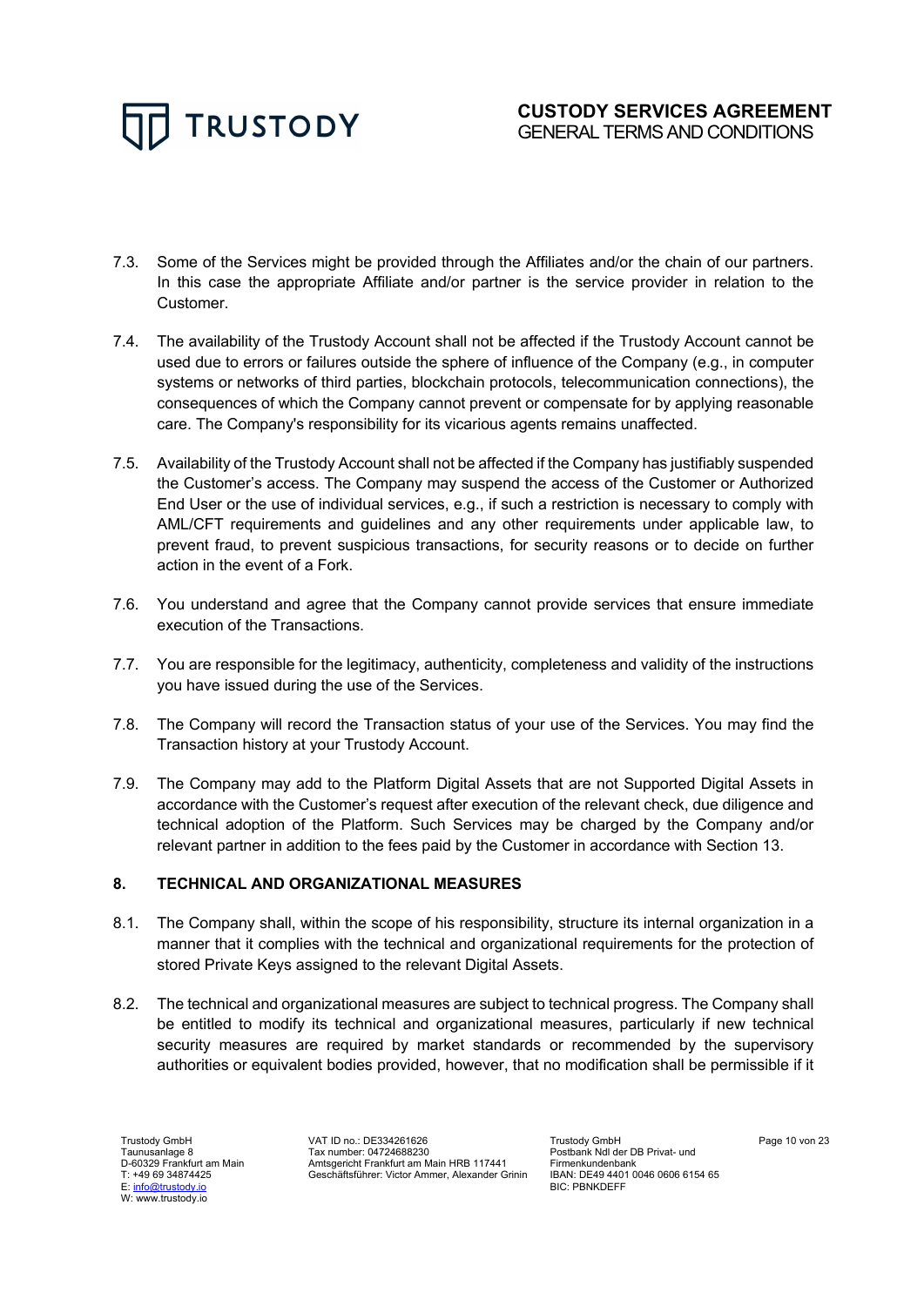7.3. Some of the Services might be provided through the Affiliates and/or the chain of our partners. In this case the appropriate Affiliate and/or partner is the service provider in relation to the Customer.

7.4. The availability of the Trustody Account shall not be affected if the Trustody Account cannot be used due to errors or failures outside the sphere of influence of the Company (e.g., in computer systems or networks of third parties, blockchain protocols, telecommunication connections), the consequences of which the Company cannot prevent or compensate for by applying reasonable care. The Company's responsibility for its vicarious agents remains unaffected.

7.5. Availability of the Trustody Account shall not be affected if the Company has justifiably suspended the Customer's access. The Company may suspend the access of the Customer or Authorized End User or the use of individual services, e.g., if such a restriction is necessary to comply with AML/CFT requirements and guidelines and any other requirements under applicable law, to prevent fraud, to prevent suspicious transactions, for security reasons or to decide on further action in the event of a Fork.

7.6. You understand and agree that the Company cannot provide services that ensure immediate execution of the Transactions.

7.7. You are responsible for the legitimacy, authenticity, completeness and validity of the instructions you have issued during the use of the Services.

7.8. The Company will record the Transaction status of your use of the Services. You may find the Transaction history at your Trustody Account.

7.9. The Company may add to the Platform Digital Assets that are not Supported Digital Assets in accordance with the Customer's request after execution of the relevant check, due diligence and technical adoption of the Platform. Such Services may be charged by the Company and/or relevant partner in addition to the fees paid by the Customer in accordance with Section 13.

## 8. TECHNICAL AND ORGANIZATIONAL MEASURES

8.1. The Company shall, within the scope of his responsibility, structure its internal organization in a manner that it complies with the technical and organizational requirements for the protection of stored Private Keys assigned to the relevant Digital Assets.

8.2. The technical and organizational measures are subject to technical progress. The Company shall be entitled to modify its technical and organizational measures, particularly if new technical security measures are required by market standards or recommended by the supervisory authorities or equivalent bodies provided, however, that no modification shall be permissible if it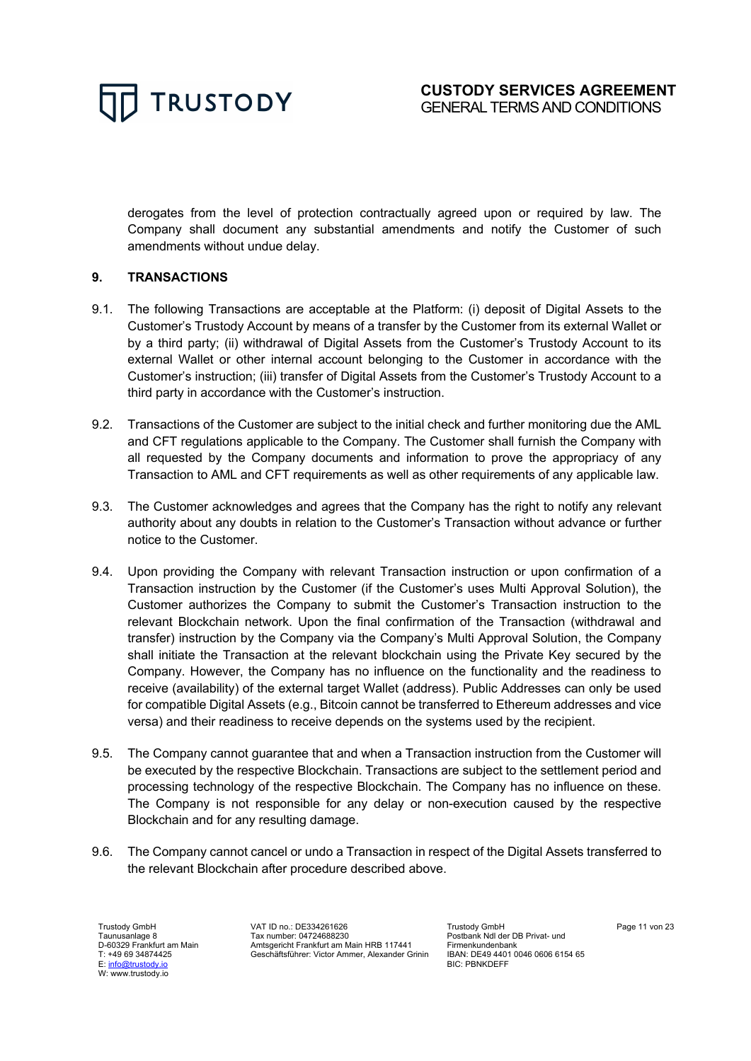derogates from the level of protection contractually agreed upon or required by law. The Company shall document any substantial amendments and notify the Customer of such amendments without undue delay.

## 9. TRANSACTIONS

9.1. The following Transactions are acceptable at the Platform: (i) deposit of Digital Assets to the Customer's Trustody Account by means of a transfer by the Customer from its external Wallet or by a third party; (ii) withdrawal of Digital Assets from the Customer's Trustody Account to its external Wallet or other internal account belonging to the Customer in accordance with the Customer's instruction; (iii) transfer of Digital Assets from the Customer's Trustody Account to a third party in accordance with the Customer's instruction.

9.2. Transactions of the Customer are subject to the initial check and further monitoring due the AML and CFT regulations applicable to the Company. The Customer shall furnish the Company with all requested by the Company documents and information to prove the appropriacy of any Transaction to AML and CFT requirements as well as other requirements of any applicable law.

9.3. The Customer acknowledges and agrees that the Company has the right to notify any relevant authority about any doubts in relation to the Customer's Transaction without advance or further notice to the Customer.

9.4. Upon providing the Company with relevant Transaction instruction or upon confirmation of a Transaction instruction by the Customer (if the Customer's uses Multi Approval Solution), the Customer authorizes the Company to submit the Customer's Transaction instruction to the relevant Blockchain network. Upon the final confirmation of the Transaction (withdrawal and transfer) instruction by the Company via the Company's Multi Approval Solution, the Company shall initiate the Transaction at the relevant blockchain using the Private Key secured by the Company. However, the Company has no influence on the functionality and the readiness to receive (availability) of the external target Wallet (address). Public Addresses can only be used for compatible Digital Assets (e.g., Bitcoin cannot be transferred to Ethereum addresses and vice versa) and their readiness to receive depends on the systems used by the recipient.

9.5. The Company cannot guarantee that and when a Transaction instruction from the Customer will be executed by the respective Blockchain. Transactions are subject to the settlement period and processing technology of the respective Blockchain. The Company has no influence on these. The Company is not responsible for any delay or non-execution caused by the respective Blockchain and for any resulting damage.

9.6. The Company cannot cancel or undo a Transaction in respect of the Digital Assets transferred to the relevant Blockchain after procedure described above.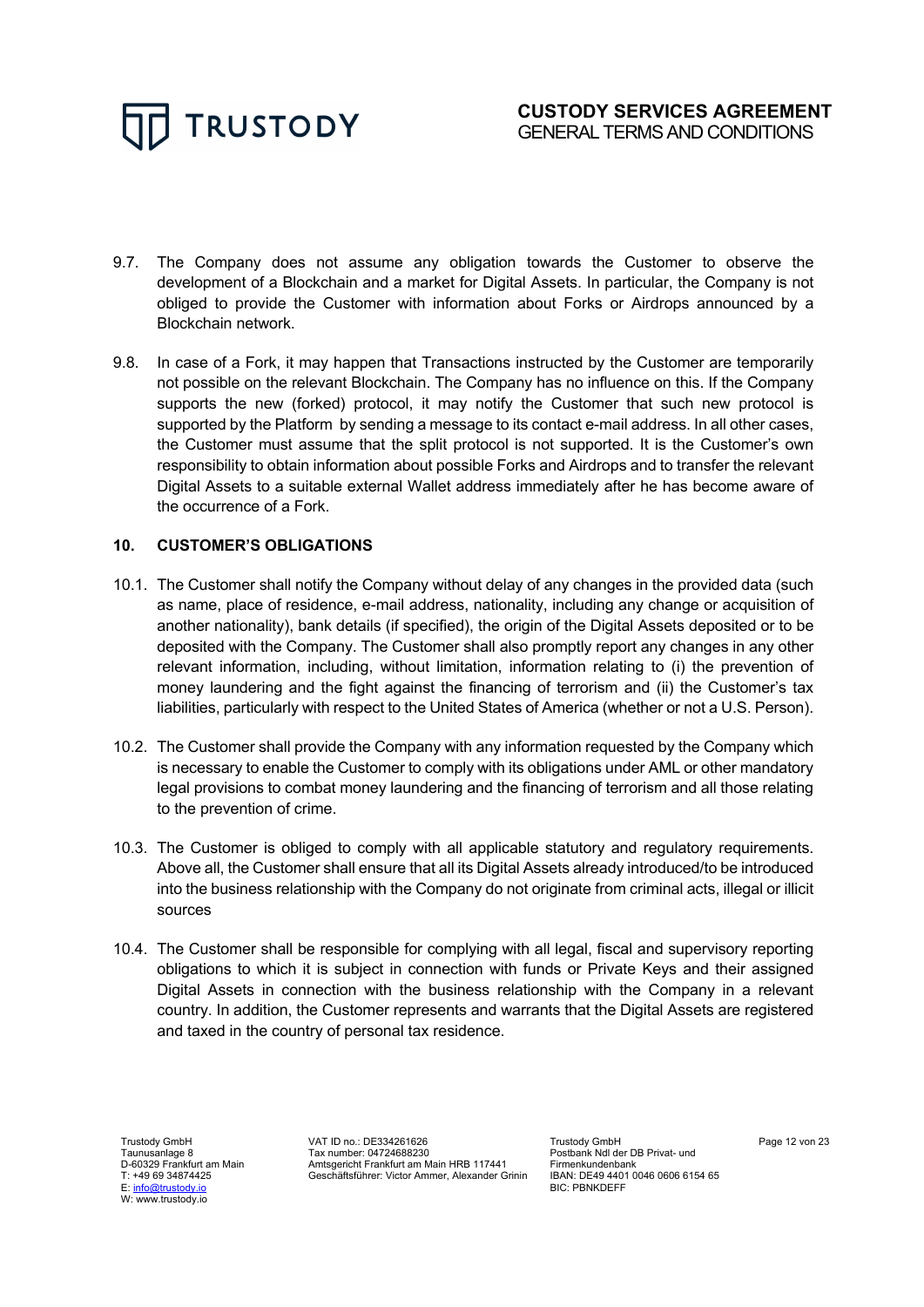9.7. The Company does not assume any obligation towards the Customer to observe the development of a Blockchain and a market for Digital Assets. In particular, the Company is not obliged to provide the Customer with information about Forks or Airdrops announced by a Blockchain network.

9.8. In case of a Fork, it may happen that Transactions instructed by the Customer are temporarily not possible on the relevant Blockchain. The Company has no influence on this. If the Company supports the new (forked) protocol, it may notify the Customer that such new protocol is supported by the Platform by sending a message to its contact e-mail address. In all other cases, the Customer must assume that the split protocol is not supported. It is the Customer's own responsibility to obtain information about possible Forks and Airdrops and to transfer the relevant Digital Assets to a suitable external Wallet address immediately after he has become aware of the occurrence of a Fork.

## 10. CUSTOMER'S OBLIGATIONS

10.1. The Customer shall notify the Company without delay of any changes in the provided data (such as name, place of residence, e-mail address, nationality, including any change or acquisition of another nationality), bank details (if specified), the origin of the Digital Assets deposited or to be deposited with the Company. The Customer shall also promptly report any changes in any other relevant information, including, without limitation, information relating to (i) the prevention of money laundering and the fight against the financing of terrorism and (ii) the Customer's tax liabilities, particularly with respect to the United States of America (whether or not a U.S. Person).

10.2. The Customer shall provide the Company with any information requested by the Company which is necessary to enable the Customer to comply with its obligations under AML or other mandatory legal provisions to combat money laundering and the financing of terrorism and all those relating to the prevention of crime.

10.3. The Customer is obliged to comply with all applicable statutory and regulatory requirements. Above all, the Customer shall ensure that all its Digital Assets already introduced/to be introduced into the business relationship with the Company do not originate from criminal acts, illegal or illicit sources

10.4. The Customer shall be responsible for complying with all legal, fiscal and supervisory reporting obligations to which it is subject in connection with funds or Private Keys and their assigned Digital Assets in connection with the business relationship with the Company in a relevant country. In addition, the Customer represents and warrants that the Digital Assets are registered and taxed in the country of personal tax residence.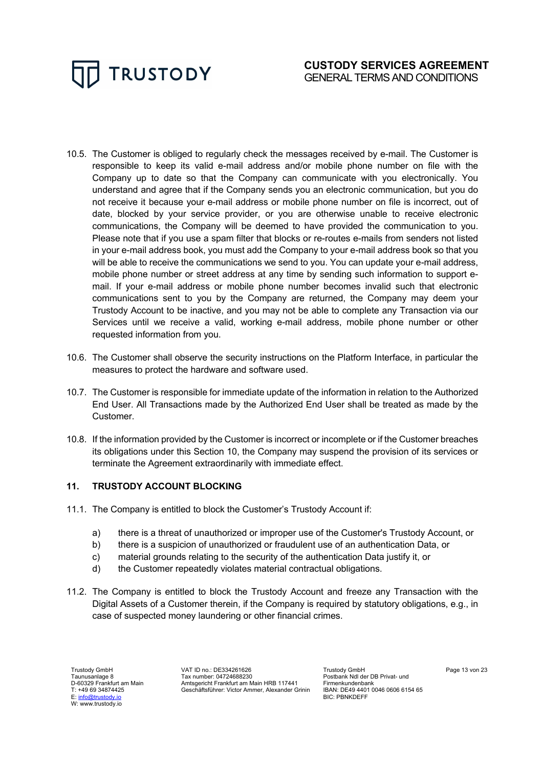10.5. The Customer is obliged to regularly check the messages received by e-mail. The Customer is responsible to keep its valid e-mail address and/or mobile phone number on file with the Company up to date so that the Company can communicate with you electronically. You understand and agree that if the Company sends you an electronic communication, but you do not receive it because your e-mail address or mobile phone number on file is incorrect, out of date, blocked by your service provider, or you are otherwise unable to receive electronic communications, the Company will be deemed to have provided the communication to you. Please note that if you use a spam filter that blocks or re-routes e-mails from senders not listed in your e-mail address book, you must add the Company to your e-mail address book so that you will be able to receive the communications we send to you. You can update your e-mail address, mobile phone number or street address at any time by sending such information to support e-mail. If your e-mail address or mobile phone number becomes invalid such that electronic communications sent to you by the Company are returned, the Company may deem your Trustody Account to be inactive, and you may not be able to complete any Transaction via our Services until we receive a valid, working e-mail address, mobile phone number or other requested information from you.

10.6. The Customer shall observe the security instructions on the Platform Interface, in particular the measures to protect the hardware and software used.

10.7. The Customer is responsible for immediate update of the information in relation to the Authorized End User. All Transactions made by the Authorized End User shall be treated as made by the Customer.

10.8. If the information provided by the Customer is incorrect or incomplete or if the Customer breaches its obligations under this Section 10, the Company may suspend the provision of its services or terminate the Agreement extraordinarily with immediate effect.

## 11. TRUSTODY ACCOUNT BLOCKING

11.1. The Company is entitled to block the Customer's Trustody Account if:

a) there is a threat of unauthorized or improper use of the Customer's Trustody Account, or
b) there is a suspicion of unauthorized or fraudulent use of an authentication Data, or
c) material grounds relating to the security of the authentication Data justify it, or
d) the Customer repeatedly violates material contractual obligations.

11.2. The Company is entitled to block the Trustody Account and freeze any Transaction with the Digital Assets of a Customer therein, if the Company is required by statutory obligations, e.g., in case of suspected money laundering or other financial crimes.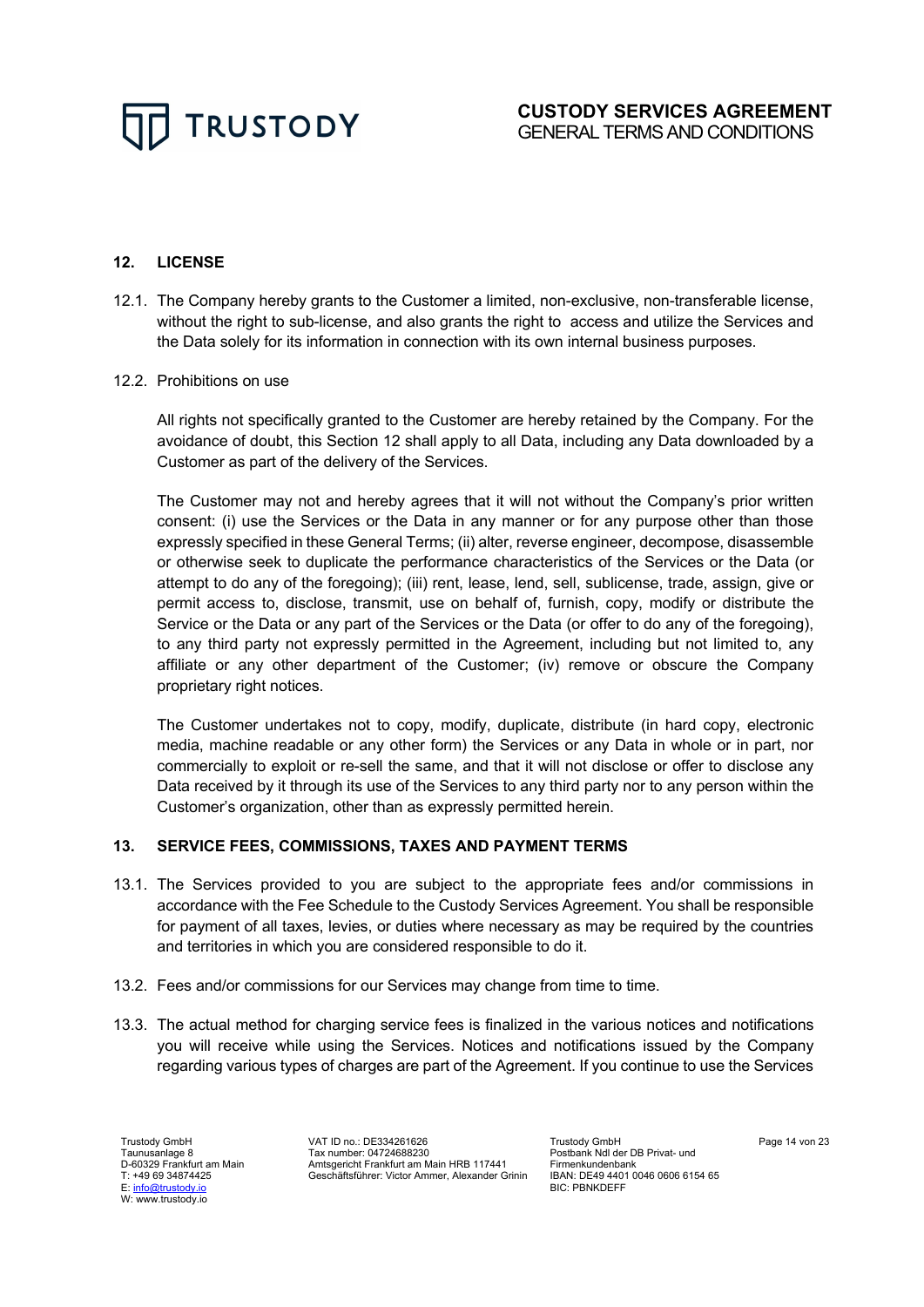## 12. LICENSE

12.1. The Company hereby grants to the Customer a limited, non-exclusive, non-transferable license, without the right to sub-license, and also grants the right to access and utilize the Services and the Data solely for its information in connection with its own internal business purposes.

12.2. Prohibitions on use

All rights not specifically granted to the Customer are hereby retained by the Company. For the avoidance of doubt, this Section 12 shall apply to all Data, including any Data downloaded by a Customer as part of the delivery of the Services.

The Customer may not and hereby agrees that it will not without the Company's prior written consent: (i) use the Services or the Data in any manner or for any purpose other than those expressly specified in these General Terms; (ii) alter, reverse engineer, decompose, disassemble or otherwise seek to duplicate the performance characteristics of the Services or the Data (or attempt to do any of the foregoing); (iii) rent, lease, lend, sell, sublicense, trade, assign, give or permit access to, disclose, transmit, use on behalf of, furnish, copy, modify or distribute the Service or the Data or any part of the Services or the Data (or offer to do any of the foregoing), to any third party not expressly permitted in the Agreement, including but not limited to, any affiliate or any other department of the Customer; (iv) remove or obscure the Company proprietary right notices.

The Customer undertakes not to copy, modify, duplicate, distribute (in hard copy, electronic media, machine readable or any other form) the Services or any Data in whole or in part, nor commercially to exploit or re-sell the same, and that it will not disclose or offer to disclose any Data received by it through its use of the Services to any third party nor to any person within the Customer's organization, other than as expressly permitted herein.

## 13. SERVICE FEES, COMMISSIONS, TAXES AND PAYMENT TERMS

13.1. The Services provided to you are subject to the appropriate fees and/or commissions in accordance with the Fee Schedule to the Custody Services Agreement. You shall be responsible for payment of all taxes, levies, or duties where necessary as may be required by the countries and territories in which you are considered responsible to do it.

13.2. Fees and/or commissions for our Services may change from time to time.

13.3. The actual method for charging service fees is finalized in the various notices and notifications you will receive while using the Services. Notices and notifications issued by the Company regarding various types of charges are part of the Agreement. If you continue to use the Services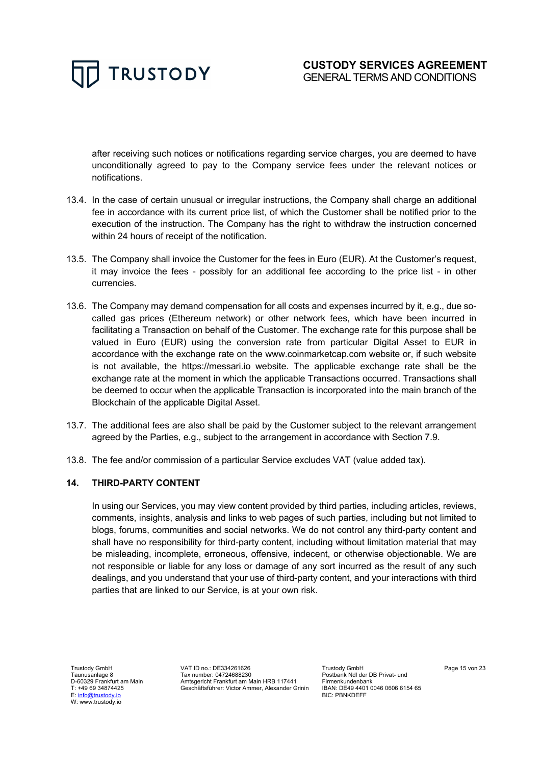after receiving such notices or notifications regarding service charges, you are deemed to have unconditionally agreed to pay to the Company service fees under the relevant notices or notifications.

13.4. In the case of certain unusual or irregular instructions, the Company shall charge an additional fee in accordance with its current price list, of which the Customer shall be notified prior to the execution of the instruction. The Company has the right to withdraw the instruction concerned within 24 hours of receipt of the notification.

13.5. The Company shall invoice the Customer for the fees in Euro (EUR). At the Customer's request, it may invoice the fees - possibly for an additional fee according to the price list - in other currencies.

13.6. The Company may demand compensation for all costs and expenses incurred by it, e.g., due so-called gas prices (Ethereum network) or other network fees, which have been incurred in facilitating a Transaction on behalf of the Customer. The exchange rate for this purpose shall be valued in Euro (EUR) using the conversion rate from particular Digital Asset to EUR in accordance with the exchange rate on the www.coinmarketcap.com website or, if such website is not available, the https://messari.io website. The applicable exchange rate shall be the exchange rate at the moment in which the applicable Transactions occurred. Transactions shall be deemed to occur when the applicable Transaction is incorporated into the main branch of the Blockchain of the applicable Digital Asset.

13.7. The additional fees are also shall be paid by the Customer subject to the relevant arrangement agreed by the Parties, e.g., subject to the arrangement in accordance with Section 7.9.

13.8. The fee and/or commission of a particular Service excludes VAT (value added tax).

## 14. THIRD-PARTY CONTENT

In using our Services, you may view content provided by third parties, including articles, reviews, comments, insights, analysis and links to web pages of such parties, including but not limited to blogs, forums, communities and social networks. We do not control any third-party content and shall have no responsibility for third-party content, including without limitation material that may be misleading, incomplete, erroneous, offensive, indecent, or otherwise objectionable. We are not responsible or liable for any loss or damage of any sort incurred as the result of any such dealings, and you understand that your use of third-party content, and your interactions with third parties that are linked to our Service, is at your own risk.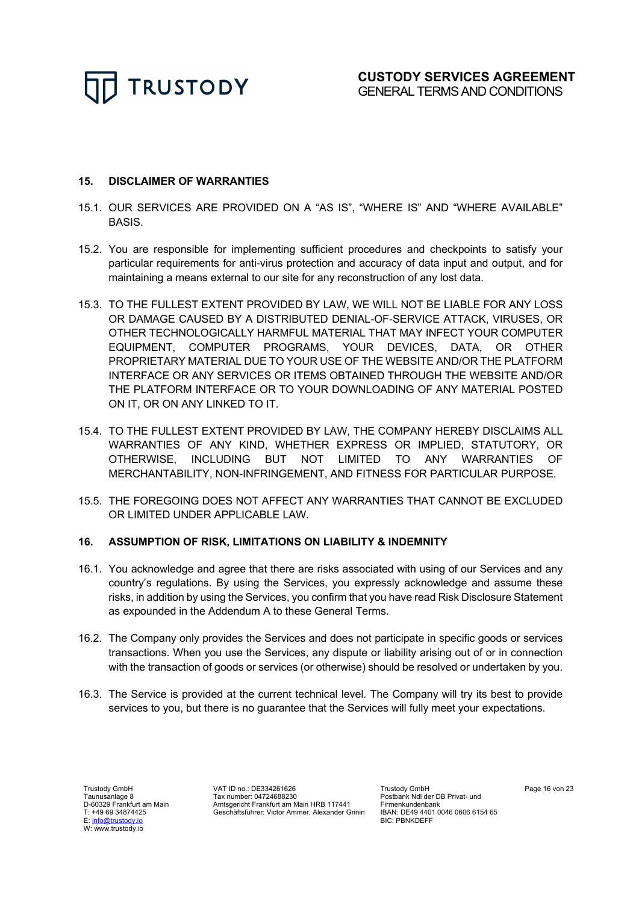## 15. DISCLAIMER OF WARRANTIES

15.1. OUR SERVICES ARE PROVIDED ON A "AS IS", "WHERE IS" AND "WHERE AVAILABLE" BASIS.

15.2. You are responsible for implementing sufficient procedures and checkpoints to satisfy your particular requirements for anti-virus protection and accuracy of data input and output, and for maintaining a means external to our site for any reconstruction of any lost data.

15.3. TO THE FULLEST EXTENT PROVIDED BY LAW, WE WILL NOT BE LIABLE FOR ANY LOSS OR DAMAGE CAUSED BY A DISTRIBUTED DENIAL-OF-SERVICE ATTACK, VIRUSES, OR OTHER TECHNOLOGICALLY HARMFUL MATERIAL THAT MAY INFECT YOUR COMPUTER EQUIPMENT, COMPUTER PROGRAMS, YOUR DEVICES, DATA, OR OTHER PROPRIETARY MATERIAL DUE TO YOUR USE OF THE WEBSITE AND/OR THE PLATFORM INTERFACE OR ANY SERVICES OR ITEMS OBTAINED THROUGH THE WEBSITE AND/OR THE PLATFORM INTERFACE OR TO YOUR DOWNLOADING OF ANY MATERIAL POSTED ON IT, OR ON ANY LINKED TO IT.

15.4. TO THE FULLEST EXTENT PROVIDED BY LAW, THE COMPANY HEREBY DISCLAIMS ALL WARRANTIES OF ANY KIND, WHETHER EXPRESS OR IMPLIED, STATUTORY, OR OTHERWISE, INCLUDING BUT NOT LIMITED TO ANY WARRANTIES OF MERCHANTABILITY, NON-INFRINGEMENT, AND FITNESS FOR PARTICULAR PURPOSE.

15.5. THE FOREGOING DOES NOT AFFECT ANY WARRANTIES THAT CANNOT BE EXCLUDED OR LIMITED UNDER APPLICABLE LAW.

## 16. ASSUMPTION OF RISK, LIMITATIONS ON LIABILITY & INDEMNITY

16.1. You acknowledge and agree that there are risks associated with using of our Services and any country's regulations. By using the Services, you expressly acknowledge and assume these risks, in addition by using the Services, you confirm that you have read Risk Disclosure Statement as expounded in the Addendum A to these General Terms.

16.2. The Company only provides the Services and does not participate in specific goods or services transactions. When you use the Services, any dispute or liability arising out of or in connection with the transaction of goods or services (or otherwise) should be resolved or undertaken by you.

16.3. The Service is provided at the current technical level. The Company will try its best to provide services to you, but there is no guarantee that the Services will fully meet your expectations.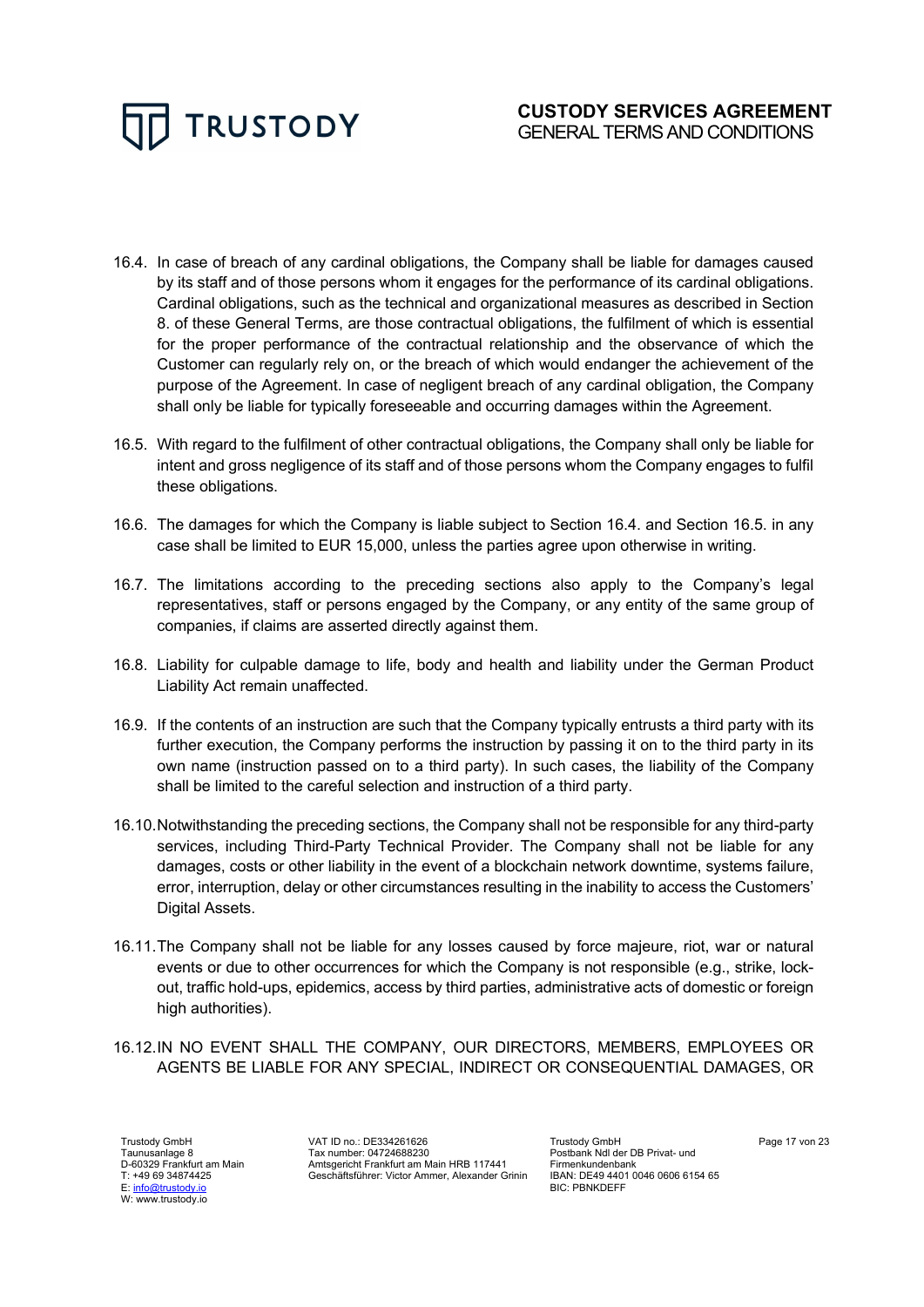16.4. In case of breach of any cardinal obligations, the Company shall be liable for damages caused by its staff and of those persons whom it engages for the performance of its cardinal obligations. Cardinal obligations, such as the technical and organizational measures as described in Section 8. of these General Terms, are those contractual obligations, the fulfilment of which is essential for the proper performance of the contractual relationship and the observance of which the Customer can regularly rely on, or the breach of which would endanger the achievement of the purpose of the Agreement. In case of negligent breach of any cardinal obligation, the Company shall only be liable for typically foreseeable and occurring damages within the Agreement.

16.5. With regard to the fulfilment of other contractual obligations, the Company shall only be liable for intent and gross negligence of its staff and of those persons whom the Company engages to fulfil these obligations.

16.6. The damages for which the Company is liable subject to Section 16.4. and Section 16.5. in any case shall be limited to EUR 15,000, unless the parties agree upon otherwise in writing.

16.7. The limitations according to the preceding sections also apply to the Company's legal representatives, staff or persons engaged by the Company, or any entity of the same group of companies, if claims are asserted directly against them.

16.8. Liability for culpable damage to life, body and health and liability under the German Product Liability Act remain unaffected.

16.9. If the contents of an instruction are such that the Company typically entrusts a third party with its further execution, the Company performs the instruction by passing it on to the third party in its own name (instruction passed on to a third party). In such cases, the liability of the Company shall be limited to the careful selection and instruction of a third party.

16.10. Notwithstanding the preceding sections, the Company shall not be responsible for any third-party services, including Third-Party Technical Provider. The Company shall not be liable for any damages, costs or other liability in the event of a blockchain network downtime, systems failure, error, interruption, delay or other circumstances resulting in the inability to access the Customers' Digital Assets.

16.11. The Company shall not be liable for any losses caused by force majeure, riot, war or natural events or due to other occurrences for which the Company is not responsible (e.g., strike, lock-out, traffic hold-ups, epidemics, access by third parties, administrative acts of domestic or foreign high authorities).

16.12. IN NO EVENT SHALL THE COMPANY, OUR DIRECTORS, MEMBERS, EMPLOYEES OR AGENTS BE LIABLE FOR ANY SPECIAL, INDIRECT OR CONSEQUENTIAL DAMAGES, OR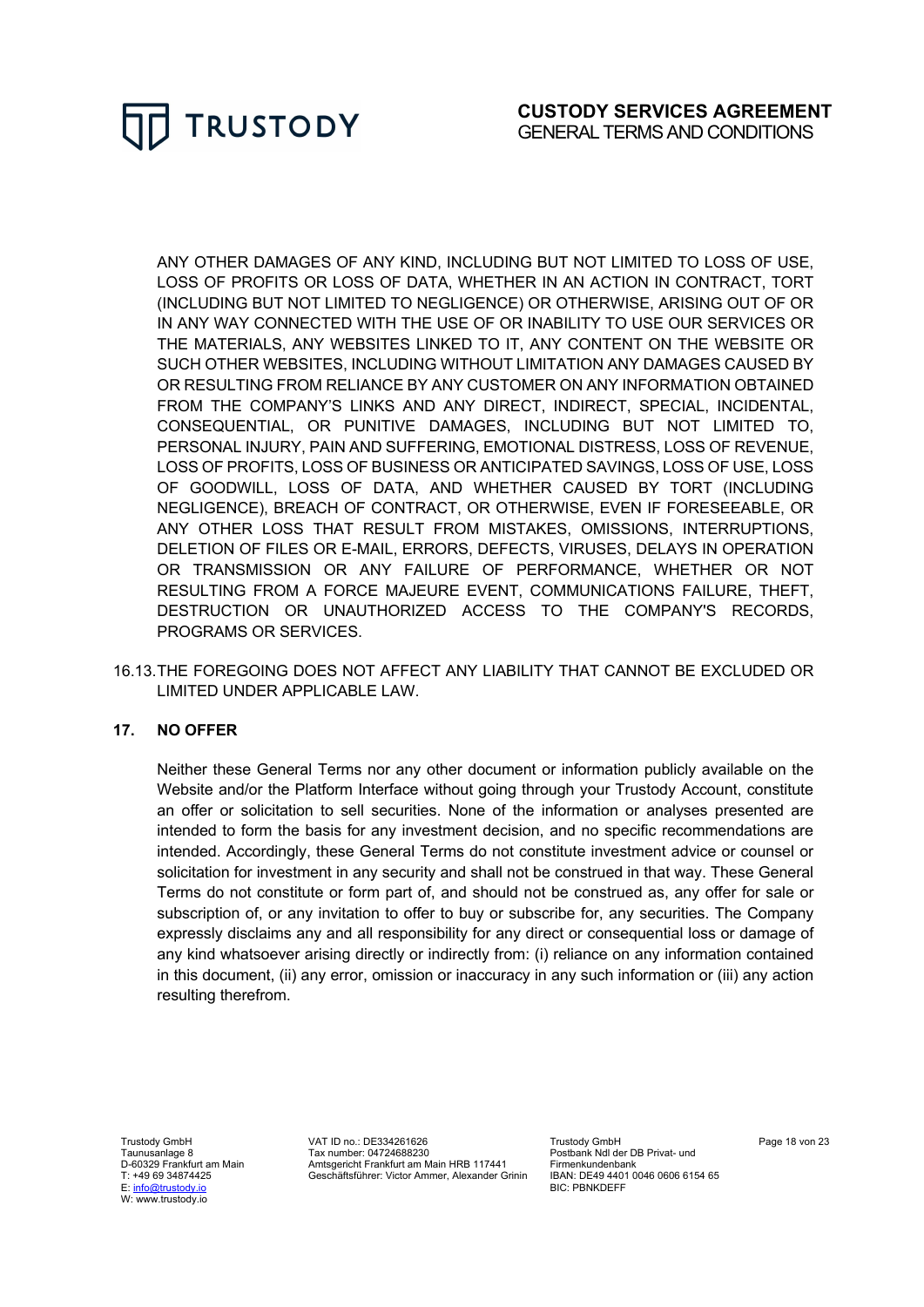ANY OTHER DAMAGES OF ANY KIND, INCLUDING BUT NOT LIMITED TO LOSS OF USE, LOSS OF PROFITS OR LOSS OF DATA, WHETHER IN AN ACTION IN CONTRACT, TORT (INCLUDING BUT NOT LIMITED TO NEGLIGENCE) OR OTHERWISE, ARISING OUT OF OR IN ANY WAY CONNECTED WITH THE USE OF OR INABILITY TO USE OUR SERVICES OR THE MATERIALS, ANY WEBSITES LINKED TO IT, ANY CONTENT ON THE WEBSITE OR SUCH OTHER WEBSITES, INCLUDING WITHOUT LIMITATION ANY DAMAGES CAUSED BY OR RESULTING FROM RELIANCE BY ANY CUSTOMER ON ANY INFORMATION OBTAINED FROM THE COMPANY'S LINKS AND ANY DIRECT, INDIRECT, SPECIAL, INCIDENTAL, CONSEQUENTIAL, OR PUNITIVE DAMAGES, INCLUDING BUT NOT LIMITED TO, PERSONAL INJURY, PAIN AND SUFFERING, EMOTIONAL DISTRESS, LOSS OF REVENUE, LOSS OF PROFITS, LOSS OF BUSINESS OR ANTICIPATED SAVINGS, LOSS OF USE, LOSS OF GOODWILL, LOSS OF DATA, AND WHETHER CAUSED BY TORT (INCLUDING NEGLIGENCE), BREACH OF CONTRACT, OR OTHERWISE, EVEN IF FORESEEABLE, OR ANY OTHER LOSS THAT RESULT FROM MISTAKES, OMISSIONS, INTERRUPTIONS, DELETION OF FILES OR E-MAIL, ERRORS, DEFECTS, VIRUSES, DELAYS IN OPERATION OR TRANSMISSION OR ANY FAILURE OF PERFORMANCE, WHETHER OR NOT RESULTING FROM A FORCE MAJEURE EVENT, COMMUNICATIONS FAILURE, THEFT, DESTRUCTION OR UNAUTHORIZED ACCESS TO THE COMPANY'S RECORDS, PROGRAMS OR SERVICES.

16.13. THE FOREGOING DOES NOT AFFECT ANY LIABILITY THAT CANNOT BE EXCLUDED OR LIMITED UNDER APPLICABLE LAW.

## 17. NO OFFER

Neither these General Terms nor any other document or information publicly available on the Website and/or the Platform Interface without going through your Trustody Account, constitute an offer or solicitation to sell securities. None of the information or analyses presented are intended to form the basis for any investment decision, and no specific recommendations are intended. Accordingly, these General Terms do not constitute investment advice or counsel or solicitation for investment in any security and shall not be construed in that way. These General Terms do not constitute or form part of, and should not be construed as, any offer for sale or subscription of, or any invitation to offer to buy or subscribe for, any securities. The Company expressly disclaims any and all responsibility for any direct or consequential loss or damage of any kind whatsoever arising directly or indirectly from: (i) reliance on any information contained in this document, (ii) any error, omission or inaccuracy in any such information or (iii) any action resulting therefrom.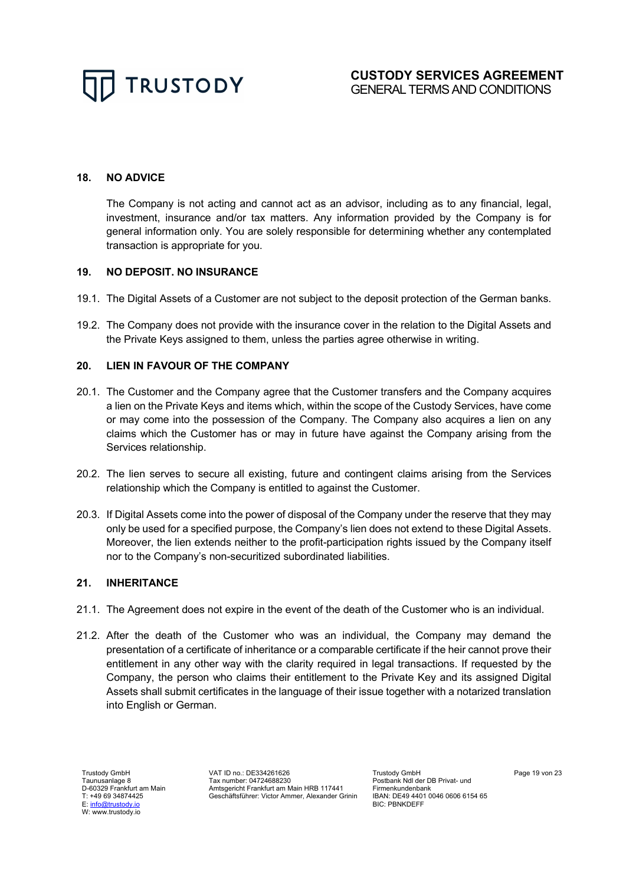## 18. NO ADVICE

The Company is not acting and cannot act as an advisor, including as to any financial, legal, investment, insurance and/or tax matters. Any information provided by the Company is for general information only. You are solely responsible for determining whether any contemplated transaction is appropriate for you.

## 19. NO DEPOSIT. NO INSURANCE

19.1. The Digital Assets of a Customer are not subject to the deposit protection of the German banks.

19.2. The Company does not provide with the insurance cover in the relation to the Digital Assets and the Private Keys assigned to them, unless the parties agree otherwise in writing.

## 20. LIEN IN FAVOUR OF THE COMPANY

20.1. The Customer and the Company agree that the Customer transfers and the Company acquires a lien on the Private Keys and items which, within the scope of the Custody Services, have come or may come into the possession of the Company. The Company also acquires a lien on any claims which the Customer has or may in future have against the Company arising from the Services relationship.

20.2. The lien serves to secure all existing, future and contingent claims arising from the Services relationship which the Company is entitled to against the Customer.

20.3. If Digital Assets come into the power of disposal of the Company under the reserve that they may only be used for a specified purpose, the Company's lien does not extend to these Digital Assets. Moreover, the lien extends neither to the profit-participation rights issued by the Company itself nor to the Company's non-securitized subordinated liabilities.

## 21. INHERITANCE

21.1. The Agreement does not expire in the event of the death of the Customer who is an individual.

21.2. After the death of the Customer who was an individual, the Company may demand the presentation of a certificate of inheritance or a comparable certificate if the heir cannot prove their entitlement in any other way with the clarity required in legal transactions. If requested by the Company, the person who claims their entitlement to the Private Key and its assigned Digital Assets shall submit certificates in the language of their issue together with a notarized translation into English or German.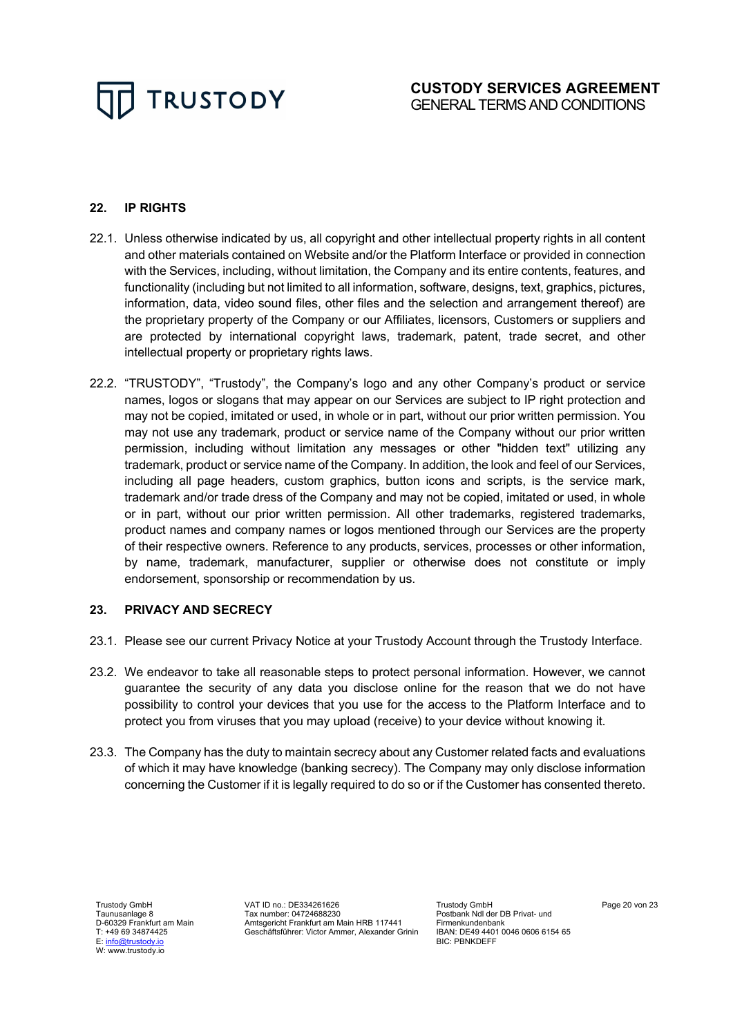## 22. IP RIGHTS

22.1. Unless otherwise indicated by us, all copyright and other intellectual property rights in all content and other materials contained on Website and/or the Platform Interface or provided in connection with the Services, including, without limitation, the Company and its entire contents, features, and functionality (including but not limited to all information, software, designs, text, graphics, pictures, information, data, video sound files, other files and the selection and arrangement thereof) are the proprietary property of the Company or our Affiliates, licensors, Customers or suppliers and are protected by international copyright laws, trademark, patent, trade secret, and other intellectual property or proprietary rights laws.

22.2. "TRUSTODY", "Trustody", the Company's logo and any other Company's product or service names, logos or slogans that may appear on our Services are subject to IP right protection and may not be copied, imitated or used, in whole or in part, without our prior written permission. You may not use any trademark, product or service name of the Company without our prior written permission, including without limitation any messages or other "hidden text" utilizing any trademark, product or service name of the Company. In addition, the look and feel of our Services, including all page headers, custom graphics, button icons and scripts, is the service mark, trademark and/or trade dress of the Company and may not be copied, imitated or used, in whole or in part, without our prior written permission. All other trademarks, registered trademarks, product names and company names or logos mentioned through our Services are the property of their respective owners. Reference to any products, services, processes or other information, by name, trademark, manufacturer, supplier or otherwise does not constitute or imply endorsement, sponsorship or recommendation by us.

## 23. PRIVACY AND SECRECY

23.1. Please see our current Privacy Notice at your Trustody Account through the Trustody Interface.

23.2. We endeavor to take all reasonable steps to protect personal information. However, we cannot guarantee the security of any data you disclose online for the reason that we do not have possibility to control your devices that you use for the access to the Platform Interface and to protect you from viruses that you may upload (receive) to your device without knowing it.

23.3. The Company has the duty to maintain secrecy about any Customer related facts and evaluations of which it may have knowledge (banking secrecy). The Company may only disclose information concerning the Customer if it is legally required to do so or if the Customer has consented thereto.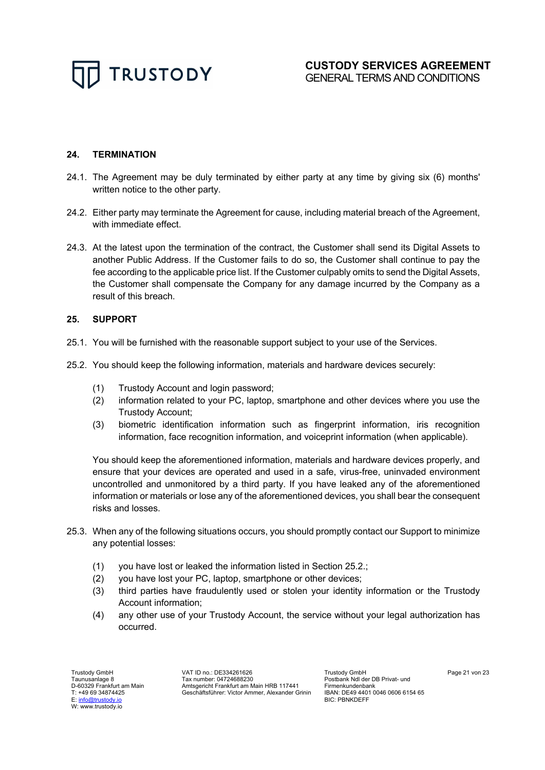## 24. TERMINATION

24.1. The Agreement may be duly terminated by either party at any time by giving six (6) months' written notice to the other party.

24.2. Either party may terminate the Agreement for cause, including material breach of the Agreement, with immediate effect.

24.3. At the latest upon the termination of the contract, the Customer shall send its Digital Assets to another Public Address. If the Customer fails to do so, the Customer shall continue to pay the fee according to the applicable price list. If the Customer culpably omits to send the Digital Assets, the Customer shall compensate the Company for any damage incurred by the Company as a result of this breach.

## 25. SUPPORT

25.1. You will be furnished with the reasonable support subject to your use of the Services.

25.2. You should keep the following information, materials and hardware devices securely:

(1) Trustody Account and login password;
(2) information related to your PC, laptop, smartphone and other devices where you use the Trustody Account;
(3) biometric identification information such as fingerprint information, iris recognition information, face recognition information, and voiceprint information (when applicable).

You should keep the aforementioned information, materials and hardware devices properly, and ensure that your devices are operated and used in a safe, virus-free, uninvaded environment uncontrolled and unmonitored by a third party. If you have leaked any of the aforementioned information or materials or lose any of the aforementioned devices, you shall bear the consequent risks and losses.

25.3. When any of the following situations occurs, you should promptly contact our Support to minimize any potential losses:

(1) you have lost or leaked the information listed in Section 25.2.;
(2) you have lost your PC, laptop, smartphone or other devices;
(3) third parties have fraudulently used or stolen your identity information or the Trustody Account information;
(4) any other use of your Trustody Account, the service without your legal authorization has occurred.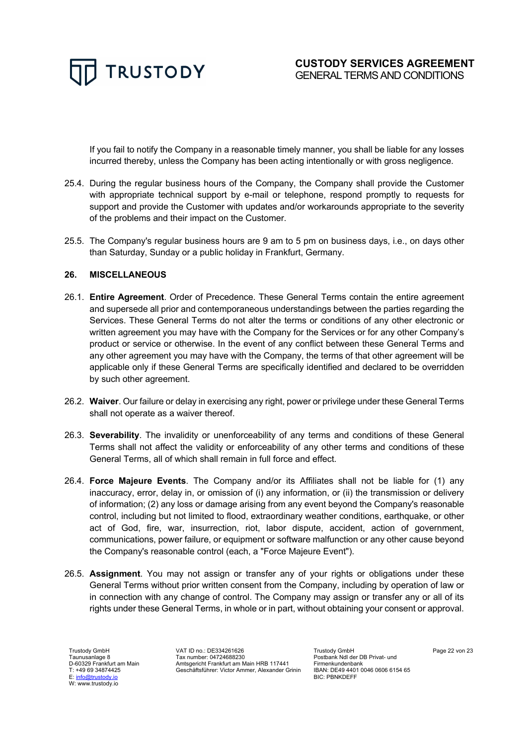If you fail to notify the Company in a reasonable timely manner, you shall be liable for any losses incurred thereby, unless the Company has been acting intentionally or with gross negligence.

25.4. During the regular business hours of the Company, the Company shall provide the Customer with appropriate technical support by e-mail or telephone, respond promptly to requests for support and provide the Customer with updates and/or workarounds appropriate to the severity of the problems and their impact on the Customer.

25.5. The Company's regular business hours are 9 am to 5 pm on business days, i.e., on days other than Saturday, Sunday or a public holiday in Frankfurt, Germany.

## 26. MISCELLANEOUS

26.1. **Entire Agreement**. Order of Precedence. These General Terms contain the entire agreement and supersede all prior and contemporaneous understandings between the parties regarding the Services. These General Terms do not alter the terms or conditions of any other electronic or written agreement you may have with the Company for the Services or for any other Company's product or service or otherwise. In the event of any conflict between these General Terms and any other agreement you may have with the Company, the terms of that other agreement will be applicable only if these General Terms are specifically identified and declared to be overridden by such other agreement.

26.2. **Waiver**. Our failure or delay in exercising any right, power or privilege under these General Terms shall not operate as a waiver thereof.

26.3. **Severability**. The invalidity or unenforceability of any terms and conditions of these General Terms shall not affect the validity or enforceability of any other terms and conditions of these General Terms, all of which shall remain in full force and effect.

26.4. **Force Majeure Events**. The Company and/or its Affiliates shall not be liable for (1) any inaccuracy, error, delay in, or omission of (i) any information, or (ii) the transmission or delivery of information; (2) any loss or damage arising from any event beyond the Company's reasonable control, including but not limited to flood, extraordinary weather conditions, earthquake, or other act of God, fire, war, insurrection, riot, labor dispute, accident, action of government, communications, power failure, or equipment or software malfunction or any other cause beyond the Company's reasonable control (each, a "Force Majeure Event").

26.5. **Assignment**. You may not assign or transfer any of your rights or obligations under these General Terms without prior written consent from the Company, including by operation of law or in connection with any change of control. The Company may assign or transfer any or all of its rights under these General Terms, in whole or in part, without obtaining your consent or approval.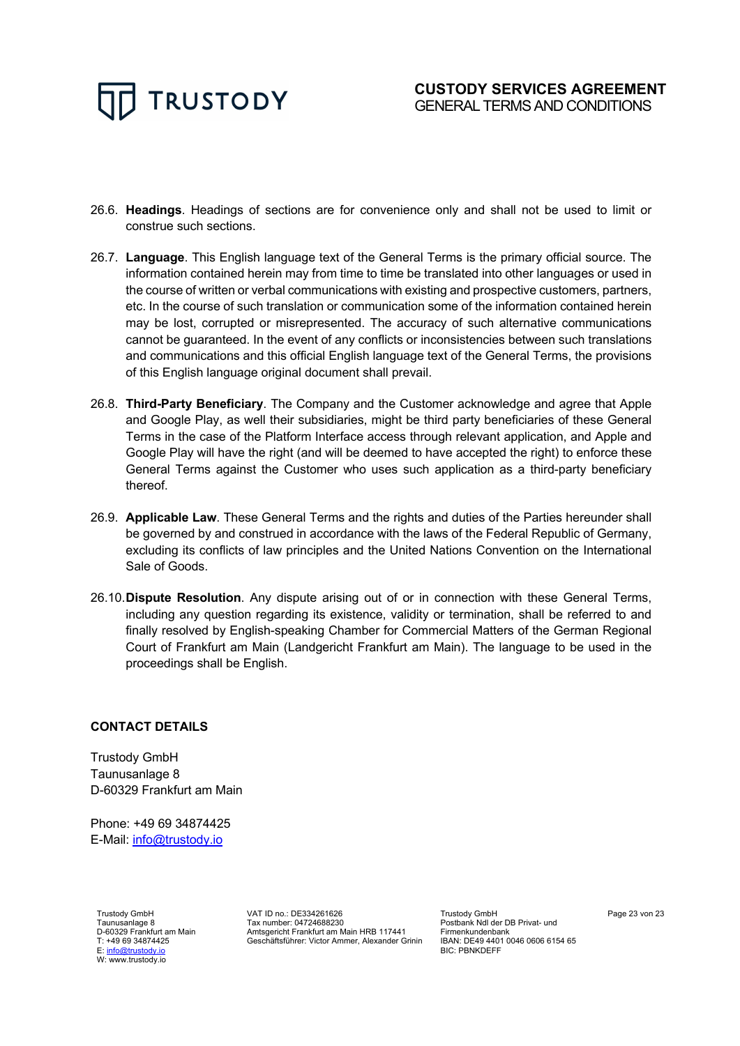26.6. **Headings**. Headings of sections are for convenience only and shall not be used to limit or construe such sections.

26.7. **Language**. This English language text of the General Terms is the primary official source. The information contained herein may from time to time be translated into other languages or used in the course of written or verbal communications with existing and prospective customers, partners, etc. In the course of such translation or communication some of the information contained herein may be lost, corrupted or misrepresented. The accuracy of such alternative communications cannot be guaranteed. In the event of any conflicts or inconsistencies between such translations and communications and this official English language text of the General Terms, the provisions of this English language original document shall prevail.

26.8. **Third-Party Beneficiary**. The Company and the Customer acknowledge and agree that Apple and Google Play, as well their subsidiaries, might be third party beneficiaries of these General Terms in the case of the Platform Interface access through relevant application, and Apple and Google Play will have the right (and will be deemed to have accepted the right) to enforce these General Terms against the Customer who uses such application as a third-party beneficiary thereof.

26.9. **Applicable Law**. These General Terms and the rights and duties of the Parties hereunder shall be governed by and construed in accordance with the laws of the Federal Republic of Germany, excluding its conflicts of law principles and the United Nations Convention on the International Sale of Goods.

26.10. **Dispute Resolution**. Any dispute arising out of or in connection with these General Terms, including any question regarding its existence, validity or termination, shall be referred to and finally resolved by English-speaking Chamber for Commercial Matters of the German Regional Court of Frankfurt am Main (Landgericht Frankfurt am Main). The language to be used in the proceedings shall be English.

**CONTACT DETAILS**

Trustody GmbH
Taunusanlage 8
D-60329 Frankfurt am Main

Phone: +49 69 34874425
E-Mail: info@trustody.io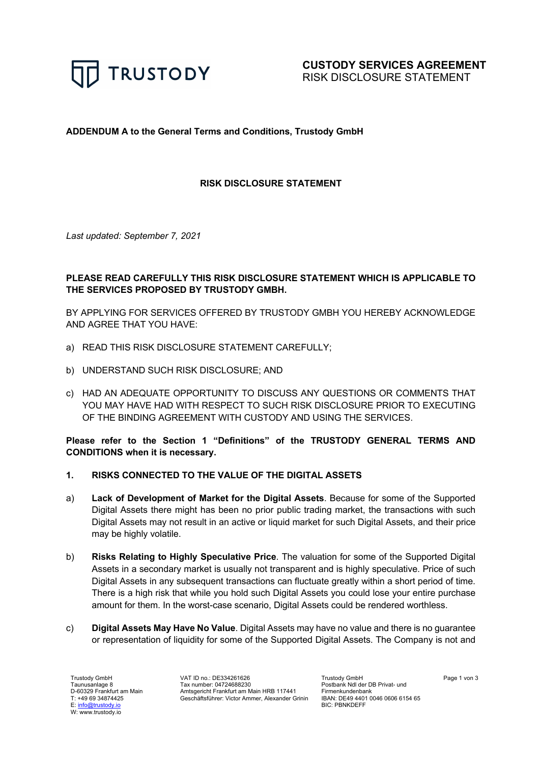**CUSTODY SERVICES AGREEMENT**
RISK DISCLOSURE STATEMENT

**ADDENDUM A to the General Terms and Conditions, Trustody GmbH**

**RISK DISCLOSURE STATEMENT**

*Last updated: September 7, 2021*

**PLEASE READ CAREFULLY THIS RISK DISCLOSURE STATEMENT WHICH IS APPLICABLE TO THE SERVICES PROPOSED BY TRUSTODY GMBH.**

BY APPLYING FOR SERVICES OFFERED BY TRUSTODY GMBH YOU HEREBY ACKNOWLEDGE AND AGREE THAT YOU HAVE:

a) READ THIS RISK DISCLOSURE STATEMENT CAREFULLY;

b) UNDERSTAND SUCH RISK DISCLOSURE; AND

c) HAD AN ADEQUATE OPPORTUNITY TO DISCUSS ANY QUESTIONS OR COMMENTS THAT YOU MAY HAVE HAD WITH RESPECT TO SUCH RISK DISCLOSURE PRIOR TO EXECUTING OF THE BINDING AGREEMENT WITH CUSTODY AND USING THE SERVICES.

**Please refer to the Section 1 "Definitions" of the TRUSTODY GENERAL TERMS AND CONDITIONS when it is necessary.**

**1. RISKS CONNECTED TO THE VALUE OF THE DIGITAL ASSETS**

a) **Lack of Development of Market for the Digital Assets**. Because for some of the Supported Digital Assets there might has been no prior public trading market, the transactions with such Digital Assets may not result in an active or liquid market for such Digital Assets, and their price may be highly volatile.

b) **Risks Relating to Highly Speculative Price**. The valuation for some of the Supported Digital Assets in a secondary market is usually not transparent and is highly speculative. Price of such Digital Assets in any subsequent transactions can fluctuate greatly within a short period of time. There is a high risk that while you hold such Digital Assets you could lose your entire purchase amount for them. In the worst-case scenario, Digital Assets could be rendered worthless.

c) **Digital Assets May Have No Value**. Digital Assets may have no value and there is no guarantee or representation of liquidity for some of the Supported Digital Assets. The Company is not and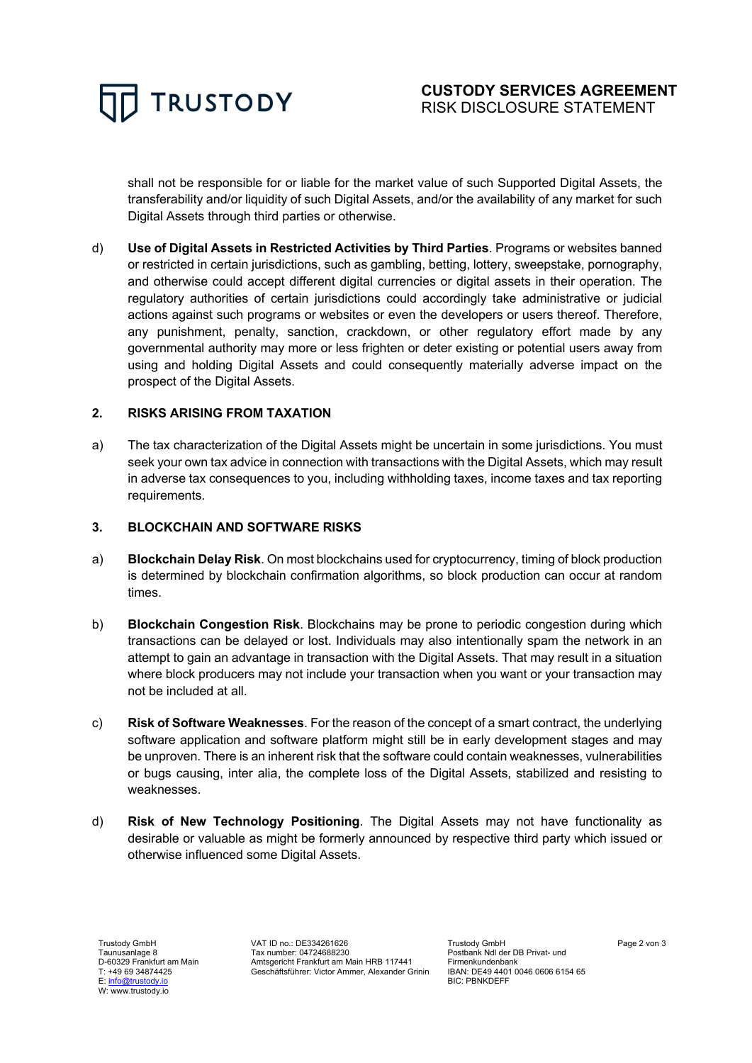shall not be responsible for or liable for the market value of such Supported Digital Assets, the transferability and/or liquidity of such Digital Assets, and/or the availability of any market for such Digital Assets through third parties or otherwise.

d) **Use of Digital Assets in Restricted Activities by Third Parties**. Programs or websites banned or restricted in certain jurisdictions, such as gambling, betting, lottery, sweepstake, pornography, and otherwise could accept different digital currencies or digital assets in their operation. The regulatory authorities of certain jurisdictions could accordingly take administrative or judicial actions against such programs or websites or even the developers or users thereof. Therefore, any punishment, penalty, sanction, crackdown, or other regulatory effort made by any governmental authority may more or less frighten or deter existing or potential users away from using and holding Digital Assets and could consequently materially adverse impact on the prospect of the Digital Assets.

## 2. RISKS ARISING FROM TAXATION

a) The tax characterization of the Digital Assets might be uncertain in some jurisdictions. You must seek your own tax advice in connection with transactions with the Digital Assets, which may result in adverse tax consequences to you, including withholding taxes, income taxes and tax reporting requirements.

## 3. BLOCKCHAIN AND SOFTWARE RISKS

a) **Blockchain Delay Risk**. On most blockchains used for cryptocurrency, timing of block production is determined by blockchain confirmation algorithms, so block production can occur at random times.

b) **Blockchain Congestion Risk**. Blockchains may be prone to periodic congestion during which transactions can be delayed or lost. Individuals may also intentionally spam the network in an attempt to gain an advantage in transaction with the Digital Assets. That may result in a situation where block producers may not include your transaction when you want or your transaction may not be included at all.

c) **Risk of Software Weaknesses**. For the reason of the concept of a smart contract, the underlying software application and software platform might still be in early development stages and may be unproven. There is an inherent risk that the software could contain weaknesses, vulnerabilities or bugs causing, inter alia, the complete loss of the Digital Assets, stabilized and resisting to weaknesses.

d) **Risk of New Technology Positioning**. The Digital Assets may not have functionality as desirable or valuable as might be formerly announced by respective third party which issued or otherwise influenced some Digital Assets.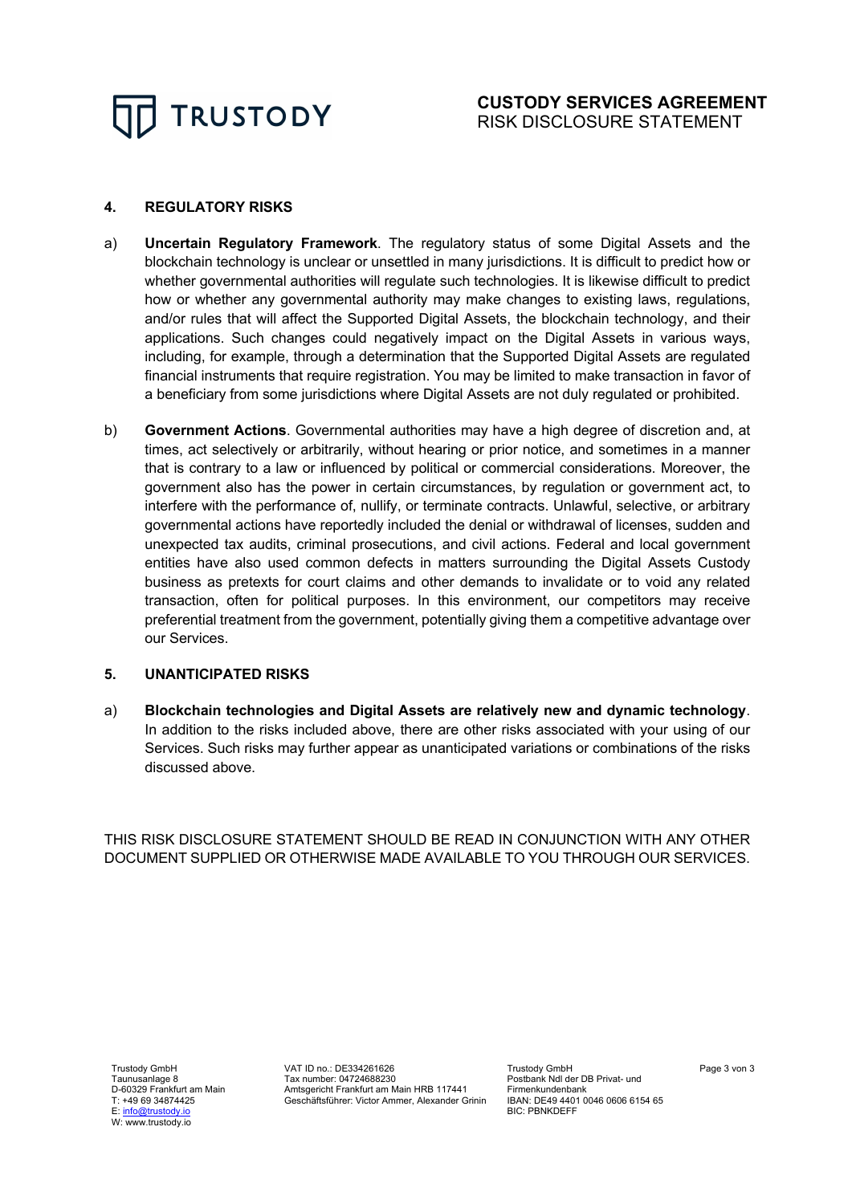## 4. REGULATORY RISKS

a) **Uncertain Regulatory Framework**. The regulatory status of some Digital Assets and the blockchain technology is unclear or unsettled in many jurisdictions. It is difficult to predict how or whether governmental authorities will regulate such technologies. It is likewise difficult to predict how or whether any governmental authority may make changes to existing laws, regulations, and/or rules that will affect the Supported Digital Assets, the blockchain technology, and their applications. Such changes could negatively impact on the Digital Assets in various ways, including, for example, through a determination that the Supported Digital Assets are regulated financial instruments that require registration. You may be limited to make transaction in favor of a beneficiary from some jurisdictions where Digital Assets are not duly regulated or prohibited.

b) **Government Actions**. Governmental authorities may have a high degree of discretion and, at times, act selectively or arbitrarily, without hearing or prior notice, and sometimes in a manner that is contrary to a law or influenced by political or commercial considerations. Moreover, the government also has the power in certain circumstances, by regulation or government act, to interfere with the performance of, nullify, or terminate contracts. Unlawful, selective, or arbitrary governmental actions have reportedly included the denial or withdrawal of licenses, sudden and unexpected tax audits, criminal prosecutions, and civil actions. Federal and local government entities have also used common defects in matters surrounding the Digital Assets Custody business as pretexts for court claims and other demands to invalidate or to void any related transaction, often for political purposes. In this environment, our competitors may receive preferential treatment from the government, potentially giving them a competitive advantage over our Services.

## 5. UNANTICIPATED RISKS

a) **Blockchain technologies and Digital Assets are relatively new and dynamic technology**. In addition to the risks included above, there are other risks associated with your using of our Services. Such risks may further appear as unanticipated variations or combinations of the risks discussed above.

THIS RISK DISCLOSURE STATEMENT SHOULD BE READ IN CONJUNCTION WITH ANY OTHER DOCUMENT SUPPLIED OR OTHERWISE MADE AVAILABLE TO YOU THROUGH OUR SERVICES.